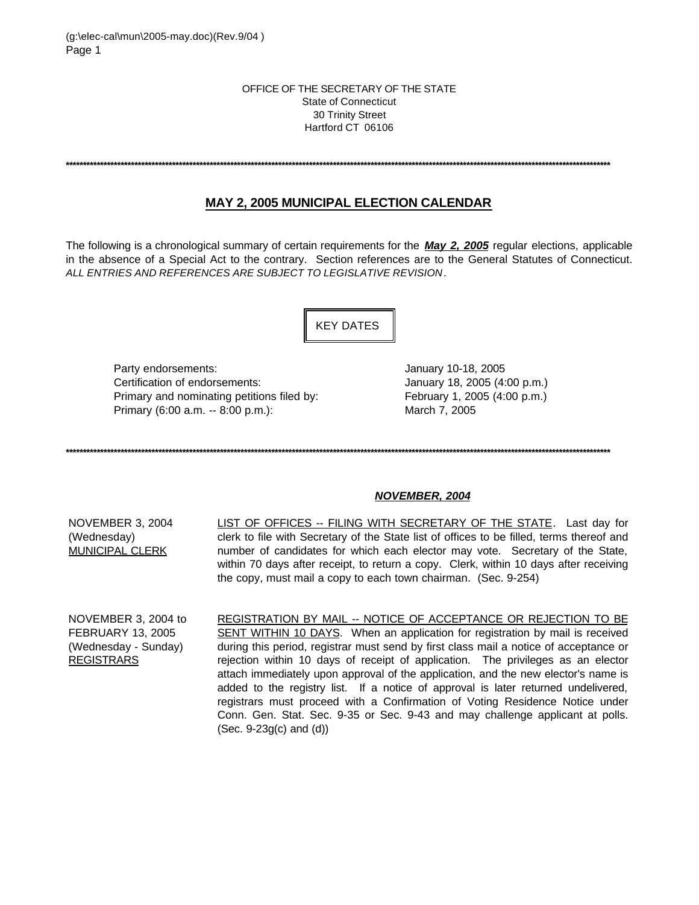(g:\elec-cal\mun\2005-may.doc)(Rev.9/04 )
Page 1

OFFICE OF THE SECRETARY OF THE STATE
State of Connecticut
30 Trinity Street
Hartford CT 06106

# MAY 2, 2005 MUNICIPAL ELECTION CALENDAR

The following is a chronological summary of certain requirements for the ***May 2, 2005*** regular elections, applicable in the absence of a Special Act to the contrary. Section references are to the General Statutes of Connecticut. *ALL ENTRIES AND REFERENCES ARE SUBJECT TO LEGISLATIVE REVISION*.

## KEY DATES

| | |
|---|---|
| Party endorsements: | January 10-18, 2005 |
| Certification of endorsements: | January 18, 2005 (4:00 p.m.) |
| Primary and nominating petitions filed by: | February 1, 2005 (4:00 p.m.) |
| Primary (6:00 a.m. -- 8:00 p.m.): | March 7, 2005 |

## *NOVEMBER, 2004*

NOVEMBER 3, 2004
(Wednesday)
MUNICIPAL CLERK

LIST OF OFFICES -- FILING WITH SECRETARY OF THE STATE. Last day for clerk to file with Secretary of the State list of offices to be filled, terms thereof and number of candidates for which each elector may vote. Secretary of the State, within 70 days after receipt, to return a copy. Clerk, within 10 days after receiving the copy, must mail a copy to each town chairman. (Sec. 9-254)

NOVEMBER 3, 2004 to
FEBRUARY 13, 2005
(Wednesday - Sunday)
REGISTRARS

REGISTRATION BY MAIL -- NOTICE OF ACCEPTANCE OR REJECTION TO BE SENT WITHIN 10 DAYS. When an application for registration by mail is received during this period, registrar must send by first class mail a notice of acceptance or rejection within 10 days of receipt of application. The privileges as an elector attach immediately upon approval of the application, and the new elector's name is added to the registry list. If a notice of approval is later returned undelivered, registrars must proceed with a Confirmation of Voting Residence Notice under Conn. Gen. Stat. Sec. 9-35 or Sec. 9-43 and may challenge applicant at polls. (Sec. 9-23g(c) and (d))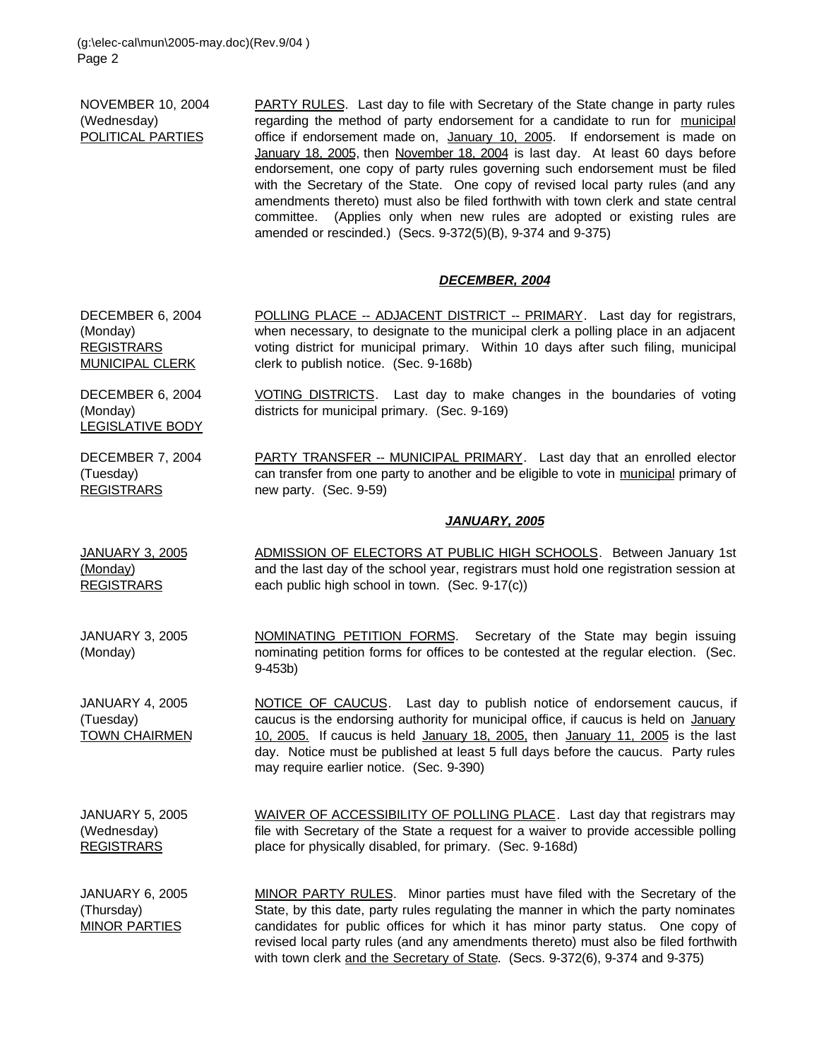NOVEMBER 10, 2004
(Wednesday)
POLITICAL PARTIES

PARTY RULES. Last day to file with Secretary of the State change in party rules regarding the method of party endorsement for a candidate to run for municipal office if endorsement made on, January 10, 2005. If endorsement is made on January 18, 2005, then November 18, 2004 is last day. At least 60 days before endorsement, one copy of party rules governing such endorsement must be filed with the Secretary of the State. One copy of revised local party rules (and any amendments thereto) must also be filed forthwith with town clerk and state central committee. (Applies only when new rules are adopted or existing rules are amended or rescinded.) (Secs. 9-372(5)(B), 9-374 and 9-375)

## *DECEMBER, 2004*

DECEMBER 6, 2004
(Monday)
REGISTRARS
MUNICIPAL CLERK

POLLING PLACE -- ADJACENT DISTRICT -- PRIMARY. Last day for registrars, when necessary, to designate to the municipal clerk a polling place in an adjacent voting district for municipal primary. Within 10 days after such filing, municipal clerk to publish notice. (Sec. 9-168b)

DECEMBER 6, 2004
(Monday)
LEGISLATIVE BODY

VOTING DISTRICTS. Last day to make changes in the boundaries of voting districts for municipal primary. (Sec. 9-169)

DECEMBER 7, 2004
(Tuesday)
REGISTRARS

PARTY TRANSFER -- MUNICIPAL PRIMARY. Last day that an enrolled elector can transfer from one party to another and be eligible to vote in municipal primary of new party. (Sec. 9-59)

## *JANUARY, 2005*

JANUARY 3, 2005
(Monday)
REGISTRARS

ADMISSION OF ELECTORS AT PUBLIC HIGH SCHOOLS. Between January 1st and the last day of the school year, registrars must hold one registration session at each public high school in town. (Sec. 9-17(c))

JANUARY 3, 2005
(Monday)

NOMINATING PETITION FORMS. Secretary of the State may begin issuing nominating petition forms for offices to be contested at the regular election. (Sec. 9-453b)

JANUARY 4, 2005
(Tuesday)
TOWN CHAIRMEN

NOTICE OF CAUCUS. Last day to publish notice of endorsement caucus, if caucus is the endorsing authority for municipal office, if caucus is held on January 10, 2005. If caucus is held January 18, 2005, then January 11, 2005 is the last day. Notice must be published at least 5 full days before the caucus. Party rules may require earlier notice. (Sec. 9-390)

JANUARY 5, 2005
(Wednesday)
REGISTRARS

WAIVER OF ACCESSIBILITY OF POLLING PLACE. Last day that registrars may file with Secretary of the State a request for a waiver to provide accessible polling place for physically disabled, for primary. (Sec. 9-168d)

JANUARY 6, 2005
(Thursday)
MINOR PARTIES

MINOR PARTY RULES. Minor parties must have filed with the Secretary of the State, by this date, party rules regulating the manner in which the party nominates candidates for public offices for which it has minor party status. One copy of revised local party rules (and any amendments thereto) must also be filed forthwith with town clerk and the Secretary of State. (Secs. 9-372(6), 9-374 and 9-375)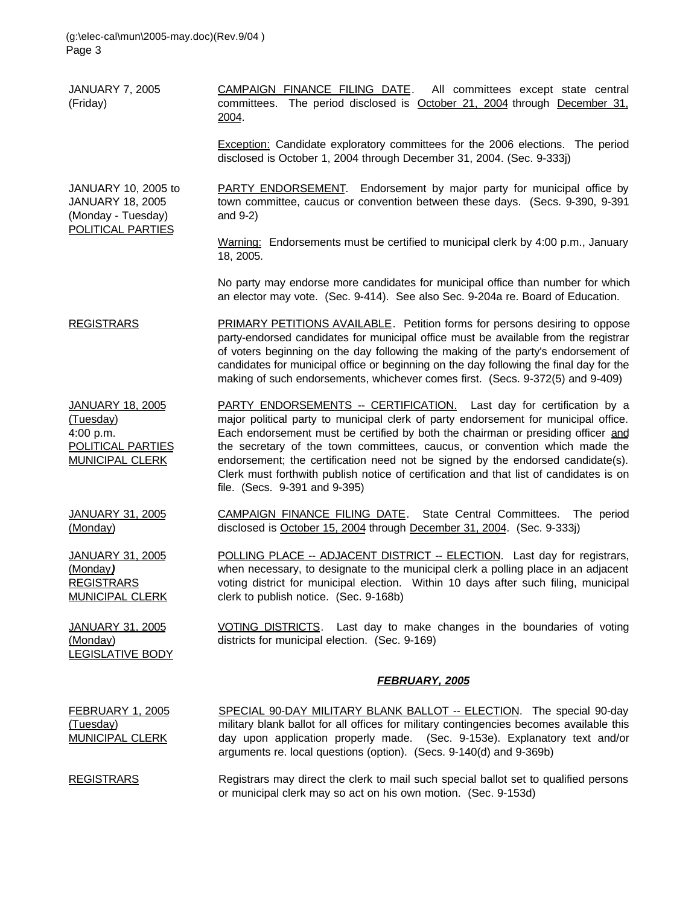JANUARY 7, 2005 (Friday)

CAMPAIGN FINANCE FILING DATE. All committees except state central committees. The period disclosed is October 21, 2004 through December 31, 2004.

Exception: Candidate exploratory committees for the 2006 elections. The period disclosed is October 1, 2004 through December 31, 2004. (Sec. 9-333j)

JANUARY 10, 2005 to JANUARY 18, 2005 (Monday - Tuesday) POLITICAL PARTIES

PARTY ENDORSEMENT. Endorsement by major party for municipal office by town committee, caucus or convention between these days. (Secs. 9-390, 9-391 and 9-2)

Warning: Endorsements must be certified to municipal clerk by 4:00 p.m., January 18, 2005.

No party may endorse more candidates for municipal office than number for which an elector may vote. (Sec. 9-414). See also Sec. 9-204a re. Board of Education.

REGISTRARS

PRIMARY PETITIONS AVAILABLE. Petition forms for persons desiring to oppose party-endorsed candidates for municipal office must be available from the registrar of voters beginning on the day following the making of the party's endorsement of candidates for municipal office or beginning on the day following the final day for the making of such endorsements, whichever comes first. (Secs. 9-372(5) and 9-409)

JANUARY 18, 2005 (Tuesday) 4:00 p.m. POLITICAL PARTIES MUNICIPAL CLERK

PARTY ENDORSEMENTS -- CERTIFICATION. Last day for certification by a major political party to municipal clerk of party endorsement for municipal office. Each endorsement must be certified by both the chairman or presiding officer and the secretary of the town committees, caucus, or convention which made the endorsement; the certification need not be signed by the endorsed candidate(s). Clerk must forthwith publish notice of certification and that list of candidates is on file. (Secs. 9-391 and 9-395)

JANUARY 31, 2005 (Monday)

CAMPAIGN FINANCE FILING DATE. State Central Committees. The period disclosed is October 15, 2004 through December 31, 2004. (Sec. 9-333j)

JANUARY 31, 2005 (Monday) REGISTRARS MUNICIPAL CLERK

POLLING PLACE -- ADJACENT DISTRICT -- ELECTION. Last day for registrars, when necessary, to designate to the municipal clerk a polling place in an adjacent voting district for municipal election. Within 10 days after such filing, municipal clerk to publish notice. (Sec. 9-168b)

JANUARY 31, 2005 (Monday) LEGISLATIVE BODY

VOTING DISTRICTS. Last day to make changes in the boundaries of voting districts for municipal election. (Sec. 9-169)

## ***FEBRUARY, 2005***

FEBRUARY 1, 2005 (Tuesday) MUNICIPAL CLERK

SPECIAL 90-DAY MILITARY BLANK BALLOT -- ELECTION. The special 90-day military blank ballot for all offices for military contingencies becomes available this day upon application properly made. (Sec. 9-153e). Explanatory text and/or arguments re. local questions (option). (Secs. 9-140(d) and 9-369b)

REGISTRARS

Registrars may direct the clerk to mail such special ballot set to qualified persons or municipal clerk may so act on his own motion. (Sec. 9-153d)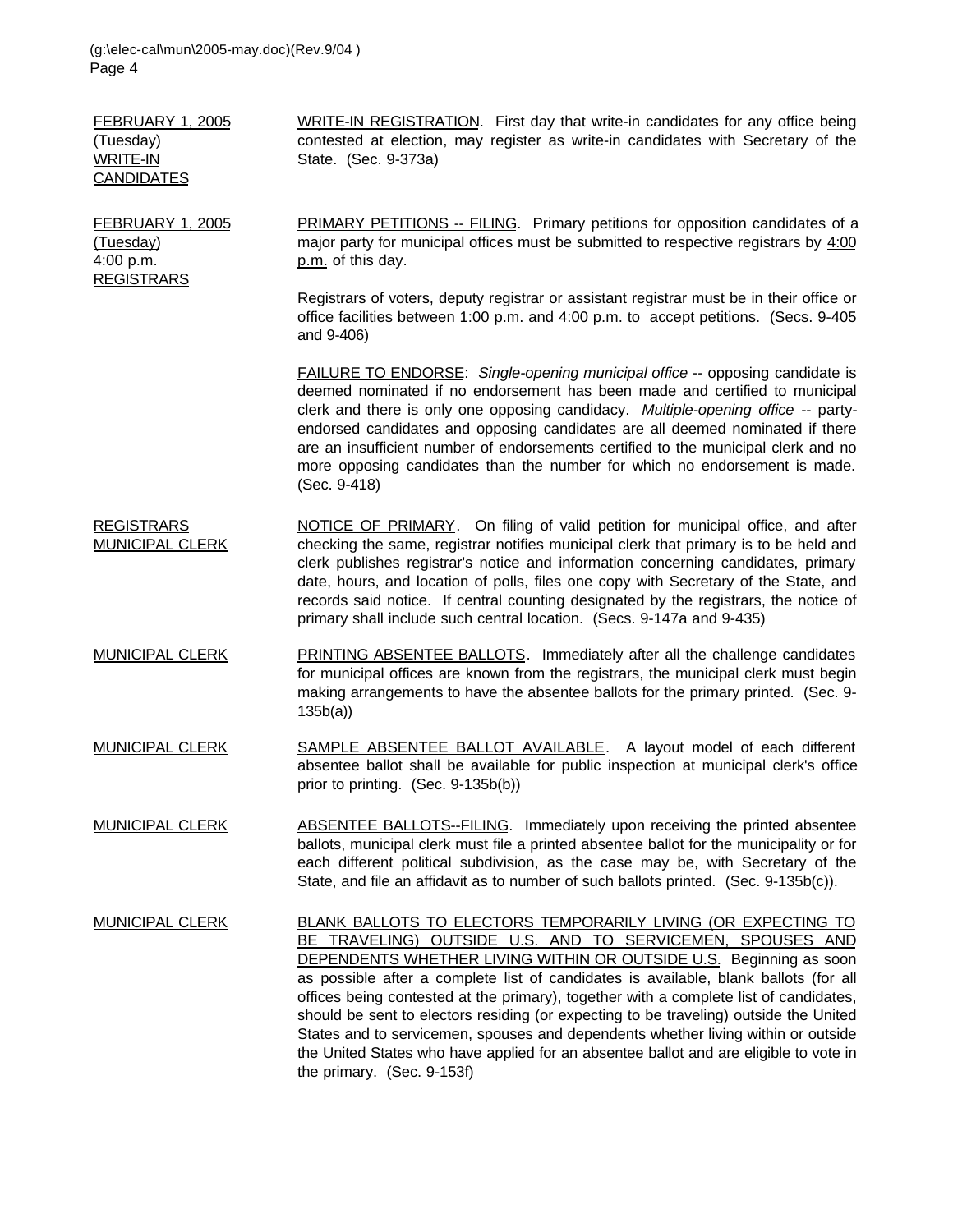| | |
|---|---|
| FEBRUARY 1, 2005<br>(Tuesday)<br>WRITE-IN CANDIDATES | WRITE-IN REGISTRATION. First day that write-in candidates for any office being contested at election, may register as write-in candidates with Secretary of the State. (Sec. 9-373a) |
| FEBRUARY 1, 2005<br>(Tuesday)<br>4:00 p.m.<br>REGISTRARS | PRIMARY PETITIONS -- FILING. Primary petitions for opposition candidates of a major party for municipal offices must be submitted to respective registrars by 4:00 p.m. of this day.<br><br>Registrars of voters, deputy registrar or assistant registrar must be in their office or office facilities between 1:00 p.m. and 4:00 p.m. to accept petitions. (Secs. 9-405 and 9-406)<br><br>FAILURE TO ENDORSE: *Single-opening municipal office* -- opposing candidate is deemed nominated if no endorsement has been made and certified to municipal clerk and there is only one opposing candidacy. *Multiple-opening office* -- party-endorsed candidates and opposing candidates are all deemed nominated if there are an insufficient number of endorsements certified to the municipal clerk and no more opposing candidates than the number for which no endorsement is made. (Sec. 9-418) |
| REGISTRARS<br>MUNICIPAL CLERK | NOTICE OF PRIMARY. On filing of valid petition for municipal office, and after checking the same, registrar notifies municipal clerk that primary is to be held and clerk publishes registrar's notice and information concerning candidates, primary date, hours, and location of polls, files one copy with Secretary of the State, and records said notice. If central counting designated by the registrars, the notice of primary shall include such central location. (Secs. 9-147a and 9-435) |
| MUNICIPAL CLERK | PRINTING ABSENTEE BALLOTS. Immediately after all the challenge candidates for municipal offices are known from the registrars, the municipal clerk must begin making arrangements to have the absentee ballots for the primary printed. (Sec. 9-135b(a)) |
| MUNICIPAL CLERK | SAMPLE ABSENTEE BALLOT AVAILABLE. A layout model of each different absentee ballot shall be available for public inspection at municipal clerk's office prior to printing. (Sec. 9-135b(b)) |
| MUNICIPAL CLERK | ABSENTEE BALLOTS--FILING. Immediately upon receiving the printed absentee ballots, municipal clerk must file a printed absentee ballot for the municipality or for each different political subdivision, as the case may be, with Secretary of the State, and file an affidavit as to number of such ballots printed. (Sec. 9-135b(c)). |
| MUNICIPAL CLERK | BLANK BALLOTS TO ELECTORS TEMPORARILY LIVING (OR EXPECTING TO BE TRAVELING) OUTSIDE U.S. AND TO SERVICEMEN, SPOUSES AND DEPENDENTS WHETHER LIVING WITHIN OR OUTSIDE U.S. Beginning as soon as possible after a complete list of candidates is available, blank ballots (for all offices being contested at the primary), together with a complete list of candidates, should be sent to electors residing (or expecting to be traveling) outside the United States and to servicemen, spouses and dependents whether living within or outside the United States who have applied for an absentee ballot and are eligible to vote in the primary. (Sec. 9-153f) |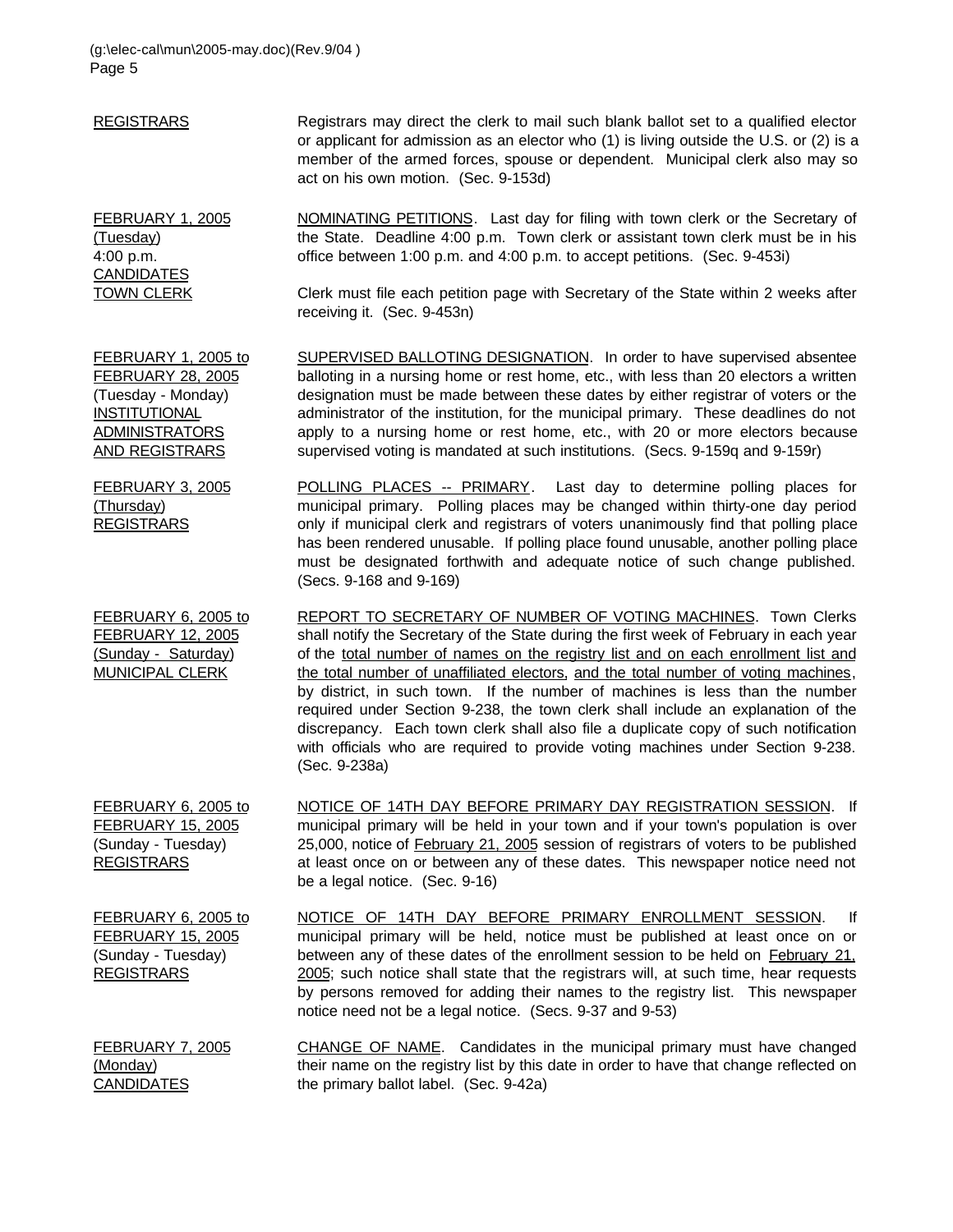| | |
|---|---|
| REGISTRARS | Registrars may direct the clerk to mail such blank ballot set to a qualified elector or applicant for admission as an elector who (1) is living outside the U.S. or (2) is a member of the armed forces, spouse or dependent. Municipal clerk also may so act on his own motion. (Sec. 9-153d) |
| FEBRUARY 1, 2005 (Tuesday) 4:00 p.m. CANDIDATES TOWN CLERK | NOMINATING PETITIONS. Last day for filing with town clerk or the Secretary of the State. Deadline 4:00 p.m. Town clerk or assistant town clerk must be in his office between 1:00 p.m. and 4:00 p.m. to accept petitions. (Sec. 9-453i)<br><br>Clerk must file each petition page with Secretary of the State within 2 weeks after receiving it. (Sec. 9-453n) |
| FEBRUARY 1, 2005 to FEBRUARY 28, 2005 (Tuesday - Monday) INSTITUTIONAL ADMINISTRATORS AND REGISTRARS | SUPERVISED BALLOTING DESIGNATION. In order to have supervised absentee balloting in a nursing home or rest home, etc., with less than 20 electors a written designation must be made between these dates by either registrar of voters or the administrator of the institution, for the municipal primary. These deadlines do not apply to a nursing home or rest home, etc., with 20 or more electors because supervised voting is mandated at such institutions. (Secs. 9-159q and 9-159r) |
| FEBRUARY 3, 2005 (Thursday) REGISTRARS | POLLING PLACES -- PRIMARY. Last day to determine polling places for municipal primary. Polling places may be changed within thirty-one day period only if municipal clerk and registrars of voters unanimously find that polling place has been rendered unusable. If polling place found unusable, another polling place must be designated forthwith and adequate notice of such change published. (Secs. 9-168 and 9-169) |
| FEBRUARY 6, 2005 to FEBRUARY 12, 2005 (Sunday - Saturday) MUNICIPAL CLERK | REPORT TO SECRETARY OF NUMBER OF VOTING MACHINES. Town Clerks shall notify the Secretary of the State during the first week of February in each year of the total number of names on the registry list and on each enrollment list and the total number of unaffiliated electors, and the total number of voting machines, by district, in such town. If the number of machines is less than the number required under Section 9-238, the town clerk shall include an explanation of the discrepancy. Each town clerk shall also file a duplicate copy of such notification with officials who are required to provide voting machines under Section 9-238. (Sec. 9-238a) |
| FEBRUARY 6, 2005 to FEBRUARY 15, 2005 (Sunday - Tuesday) REGISTRARS | NOTICE OF 14TH DAY BEFORE PRIMARY DAY REGISTRATION SESSION. If municipal primary will be held in your town and if your town's population is over 25,000, notice of February 21, 2005 session of registrars of voters to be published at least once on or between any of these dates. This newspaper notice need not be a legal notice. (Sec. 9-16) |
| FEBRUARY 6, 2005 to FEBRUARY 15, 2005 (Sunday - Tuesday) REGISTRARS | NOTICE OF 14TH DAY BEFORE PRIMARY ENROLLMENT SESSION. If municipal primary will be held, notice must be published at least once on or between any of these dates of the enrollment session to be held on February 21, 2005; such notice shall state that the registrars will, at such time, hear requests by persons removed for adding their names to the registry list. This newspaper notice need not be a legal notice. (Secs. 9-37 and 9-53) |
| FEBRUARY 7, 2005 (Monday) CANDIDATES | CHANGE OF NAME. Candidates in the municipal primary must have changed their name on the registry list by this date in order to have that change reflected on the primary ballot label. (Sec. 9-42a) |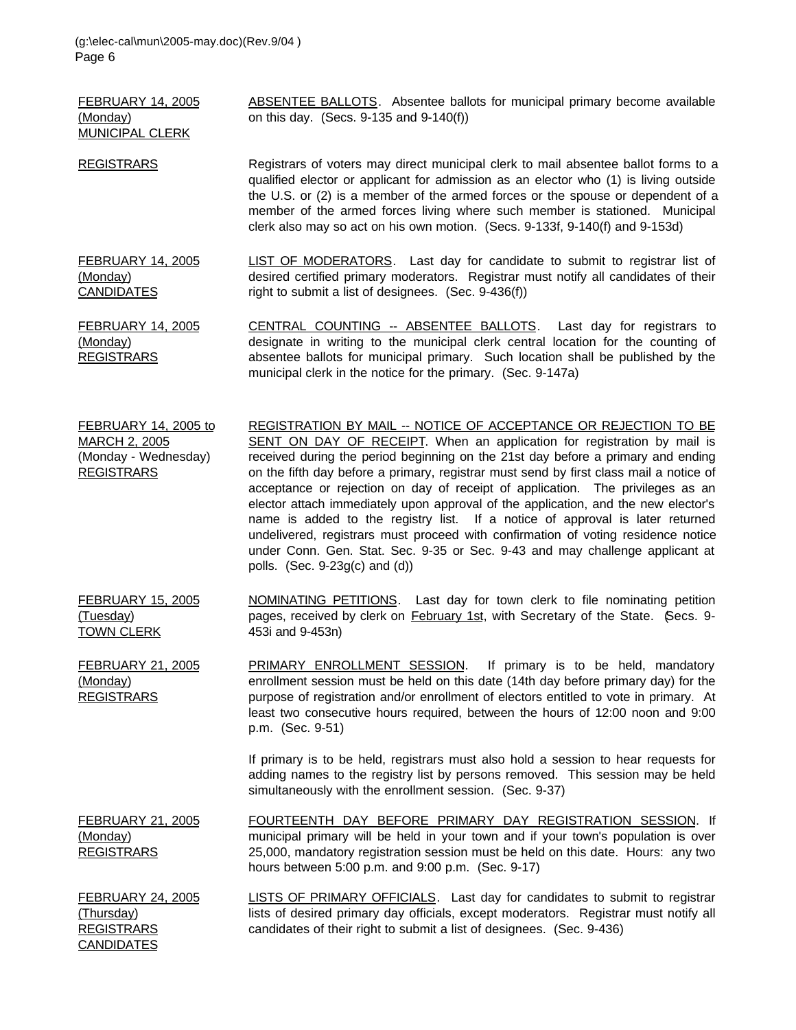| | |
|---|---|
| FEBRUARY 14, 2005 (Monday) MUNICIPAL CLERK | ABSENTEE BALLOTS. Absentee ballots for municipal primary become available on this day. (Secs. 9-135 and 9-140(f)) |
| REGISTRARS | Registrars of voters may direct municipal clerk to mail absentee ballot forms to a qualified elector or applicant for admission as an elector who (1) is living outside the U.S. or (2) is a member of the armed forces or the spouse or dependent of a member of the armed forces living where such member is stationed. Municipal clerk also may so act on his own motion. (Secs. 9-133f, 9-140(f) and 9-153d) |
| FEBRUARY 14, 2005 (Monday) CANDIDATES | LIST OF MODERATORS. Last day for candidate to submit to registrar list of desired certified primary moderators. Registrar must notify all candidates of their right to submit a list of designees. (Sec. 9-436(f)) |
| FEBRUARY 14, 2005 (Monday) REGISTRARS | CENTRAL COUNTING -- ABSENTEE BALLOTS. Last day for registrars to designate in writing to the municipal clerk central location for the counting of absentee ballots for municipal primary. Such location shall be published by the municipal clerk in the notice for the primary. (Sec. 9-147a) |
| FEBRUARY 14, 2005 to MARCH 2, 2005 (Monday - Wednesday) REGISTRARS | REGISTRATION BY MAIL -- NOTICE OF ACCEPTANCE OR REJECTION TO BE SENT ON DAY OF RECEIPT. When an application for registration by mail is received during the period beginning on the 21st day before a primary and ending on the fifth day before a primary, registrar must send by first class mail a notice of acceptance or rejection on day of receipt of application. The privileges as an elector attach immediately upon approval of the application, and the new elector's name is added to the registry list. If a notice of approval is later returned undelivered, registrars must proceed with confirmation of voting residence notice under Conn. Gen. Stat. Sec. 9-35 or Sec. 9-43 and may challenge applicant at polls. (Sec. 9-23g(c) and (d)) |
| FEBRUARY 15, 2005 (Tuesday) TOWN CLERK | NOMINATING PETITIONS. Last day for town clerk to file nominating petition pages, received by clerk on February 1st, with Secretary of the State. (Secs. 9-453i and 9-453n) |
| FEBRUARY 21, 2005 (Monday) REGISTRARS | PRIMARY ENROLLMENT SESSION. If primary is to be held, mandatory enrollment session must be held on this date (14th day before primary day) for the purpose of registration and/or enrollment of electors entitled to vote in primary. At least two consecutive hours required, between the hours of 12:00 noon and 9:00 p.m. (Sec. 9-51)<br><br>If primary is to be held, registrars must also hold a session to hear requests for adding names to the registry list by persons removed. This session may be held simultaneously with the enrollment session. (Sec. 9-37) |
| FEBRUARY 21, 2005 (Monday) REGISTRARS | FOURTEENTH DAY BEFORE PRIMARY DAY REGISTRATION SESSION. If municipal primary will be held in your town and if your town's population is over 25,000, mandatory registration session must be held on this date. Hours: any two hours between 5:00 p.m. and 9:00 p.m. (Sec. 9-17) |
| FEBRUARY 24, 2005 (Thursday) REGISTRARS CANDIDATES | LISTS OF PRIMARY OFFICIALS. Last day for candidates to submit to registrar lists of desired primary day officials, except moderators. Registrar must notify all candidates of their right to submit a list of designees. (Sec. 9-436) |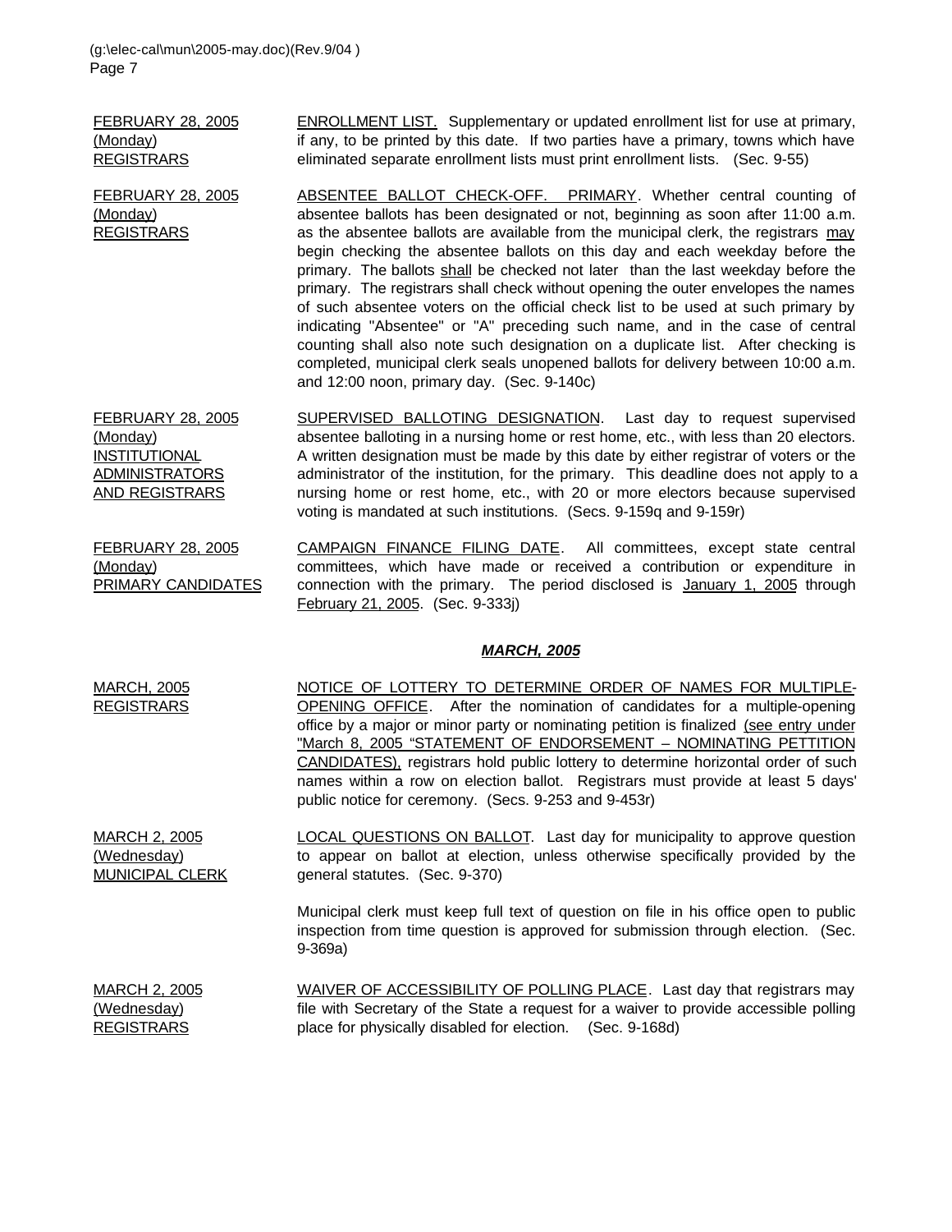FEBRUARY 28, 2005
(Monday)
REGISTRARS

ENROLLMENT LIST. Supplementary or updated enrollment list for use at primary, if any, to be printed by this date. If two parties have a primary, towns which have eliminated separate enrollment lists must print enrollment lists. (Sec. 9-55)

FEBRUARY 28, 2005
(Monday)
REGISTRARS

ABSENTEE BALLOT CHECK-OFF. PRIMARY. Whether central counting of absentee ballots has been designated or not, beginning as soon after 11:00 a.m. as the absentee ballots are available from the municipal clerk, the registrars may begin checking the absentee ballots on this day and each weekday before the primary. The ballots shall be checked not later than the last weekday before the primary. The registrars shall check without opening the outer envelopes the names of such absentee voters on the official check list to be used at such primary by indicating "Absentee" or "A" preceding such name, and in the case of central counting shall also note such designation on a duplicate list. After checking is completed, municipal clerk seals unopened ballots for delivery between 10:00 a.m. and 12:00 noon, primary day. (Sec. 9-140c)

FEBRUARY 28, 2005
(Monday)
INSTITUTIONAL ADMINISTRATORS AND REGISTRARS

SUPERVISED BALLOTING DESIGNATION. Last day to request supervised absentee balloting in a nursing home or rest home, etc., with less than 20 electors. A written designation must be made by this date by either registrar of voters or the administrator of the institution, for the primary. This deadline does not apply to a nursing home or rest home, etc., with 20 or more electors because supervised voting is mandated at such institutions. (Secs. 9-159q and 9-159r)

FEBRUARY 28, 2005
(Monday)
PRIMARY CANDIDATES

CAMPAIGN FINANCE FILING DATE. All committees, except state central committees, which have made or received a contribution or expenditure in connection with the primary. The period disclosed is January 1, 2005 through February 21, 2005. (Sec. 9-333j)

## *MARCH, 2005*

MARCH, 2005
REGISTRARS

NOTICE OF LOTTERY TO DETERMINE ORDER OF NAMES FOR MULTIPLE-OPENING OFFICE. After the nomination of candidates for a multiple-opening office by a major or minor party or nominating petition is finalized (see entry under "March 8, 2005 "STATEMENT OF ENDORSEMENT – NOMINATING PETTITION CANDIDATES), registrars hold public lottery to determine horizontal order of such names within a row on election ballot. Registrars must provide at least 5 days' public notice for ceremony. (Secs. 9-253 and 9-453r)

MARCH 2, 2005
(Wednesday)
MUNICIPAL CLERK

LOCAL QUESTIONS ON BALLOT. Last day for municipality to approve question to appear on ballot at election, unless otherwise specifically provided by the general statutes. (Sec. 9-370)

Municipal clerk must keep full text of question on file in his office open to public inspection from time question is approved for submission through election. (Sec. 9-369a)

MARCH 2, 2005
(Wednesday)
REGISTRARS

WAIVER OF ACCESSIBILITY OF POLLING PLACE. Last day that registrars may file with Secretary of the State a request for a waiver to provide accessible polling place for physically disabled for election. (Sec. 9-168d)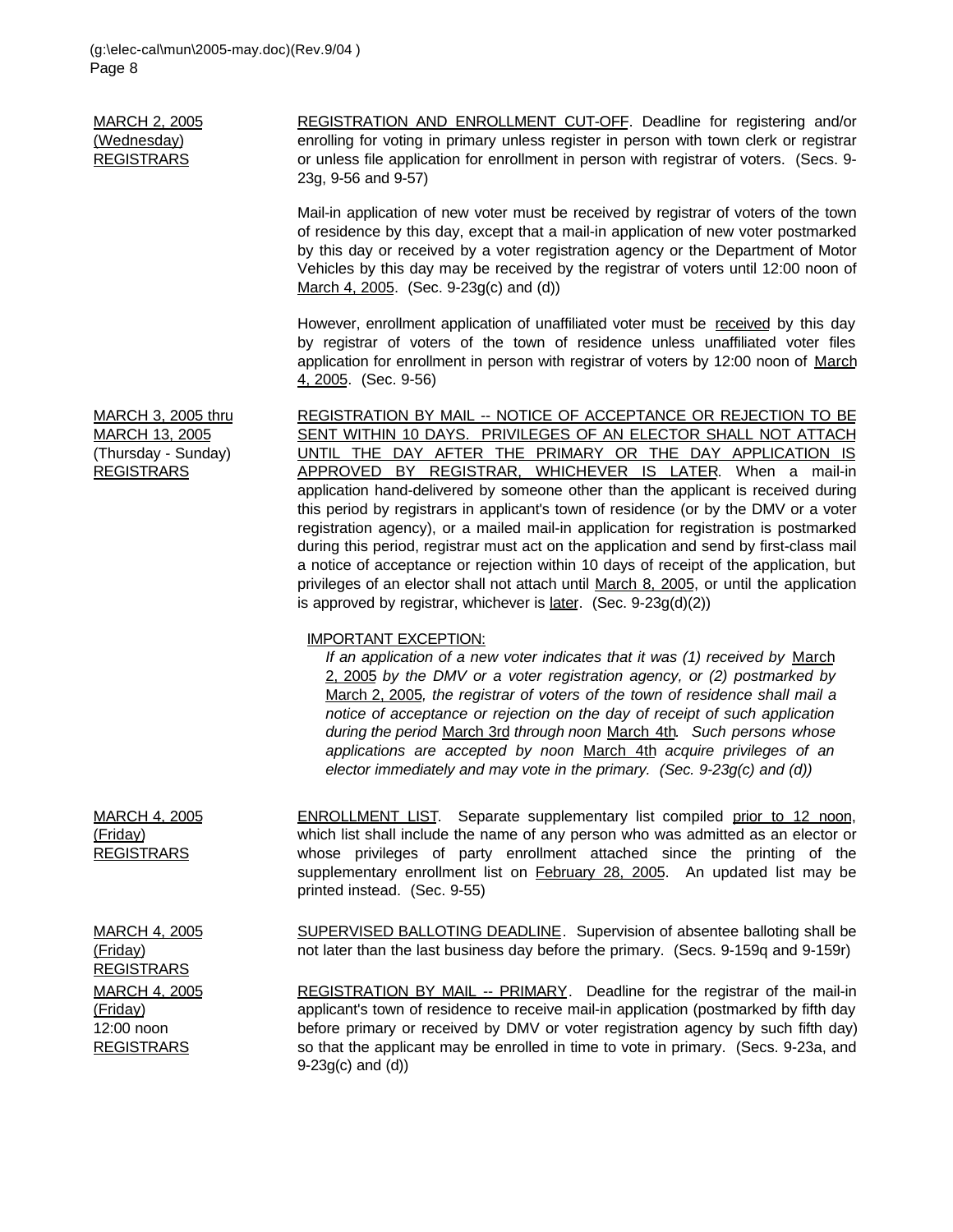**MARCH 2, 2005**
**(Wednesday)**
**REGISTRARS**

REGISTRATION AND ENROLLMENT CUT-OFF. Deadline for registering and/or enrolling for voting in primary unless register in person with town clerk or registrar or unless file application for enrollment in person with registrar of voters. (Secs. 9-23g, 9-56 and 9-57)

Mail-in application of new voter must be received by registrar of voters of the town of residence by this day, except that a mail-in application of new voter postmarked by this day or received by a voter registration agency or the Department of Motor Vehicles by this day may be received by the registrar of voters until 12:00 noon of March 4, 2005. (Sec. 9-23g(c) and (d))

However, enrollment application of unaffiliated voter must be received by this day by registrar of voters of the town of residence unless unaffiliated voter files application for enrollment in person with registrar of voters by 12:00 noon of March 4, 2005. (Sec. 9-56)

**MARCH 3, 2005 thru**
**MARCH 13, 2005**
**(Thursday - Sunday)**
**REGISTRARS**

REGISTRATION BY MAIL -- NOTICE OF ACCEPTANCE OR REJECTION TO BE SENT WITHIN 10 DAYS. PRIVILEGES OF AN ELECTOR SHALL NOT ATTACH UNTIL THE DAY AFTER THE PRIMARY OR THE DAY APPLICATION IS APPROVED BY REGISTRAR, WHICHEVER IS LATER. When a mail-in application hand-delivered by someone other than the applicant is received during this period by registrars in applicant's town of residence (or by the DMV or a voter registration agency), or a mailed mail-in application for registration is postmarked during this period, registrar must act on the application and send by first-class mail a notice of acceptance or rejection within 10 days of receipt of the application, but privileges of an elector shall not attach until March 8, 2005, or until the application is approved by registrar, whichever is later. (Sec. 9-23g(d)(2))

IMPORTANT EXCEPTION:

*If an application of a new voter indicates that it was (1) received by* March 2, 2005 *by the DMV or a voter registration agency, or (2) postmarked by* March 2, 2005*, the registrar of voters of the town of residence shall mail a notice of acceptance or rejection on the day of receipt of such application during the period* March 3rd *through noon* March 4th*. Such persons whose applications are accepted by noon* March 4th *acquire privileges of an elector immediately and may vote in the primary. (Sec. 9-23g(c) and (d))*

**MARCH 4, 2005**
**(Friday)**
**REGISTRARS**

ENROLLMENT LIST. Separate supplementary list compiled prior to 12 noon, which list shall include the name of any person who was admitted as an elector or whose privileges of party enrollment attached since the printing of the supplementary enrollment list on February 28, 2005. An updated list may be printed instead. (Sec. 9-55)

**MARCH 4, 2005**
**(Friday)**
**REGISTRARS**

SUPERVISED BALLOTING DEADLINE. Supervision of absentee balloting shall be not later than the last business day before the primary. (Secs. 9-159q and 9-159r)

**MARCH 4, 2005**
**(Friday)**
**12:00 noon**
**REGISTRARS**

REGISTRATION BY MAIL -- PRIMARY. Deadline for the registrar of the mail-in applicant's town of residence to receive mail-in application (postmarked by fifth day before primary or received by DMV or voter registration agency by such fifth day) so that the applicant may be enrolled in time to vote in primary. (Secs. 9-23a, and 9-23g(c) and (d))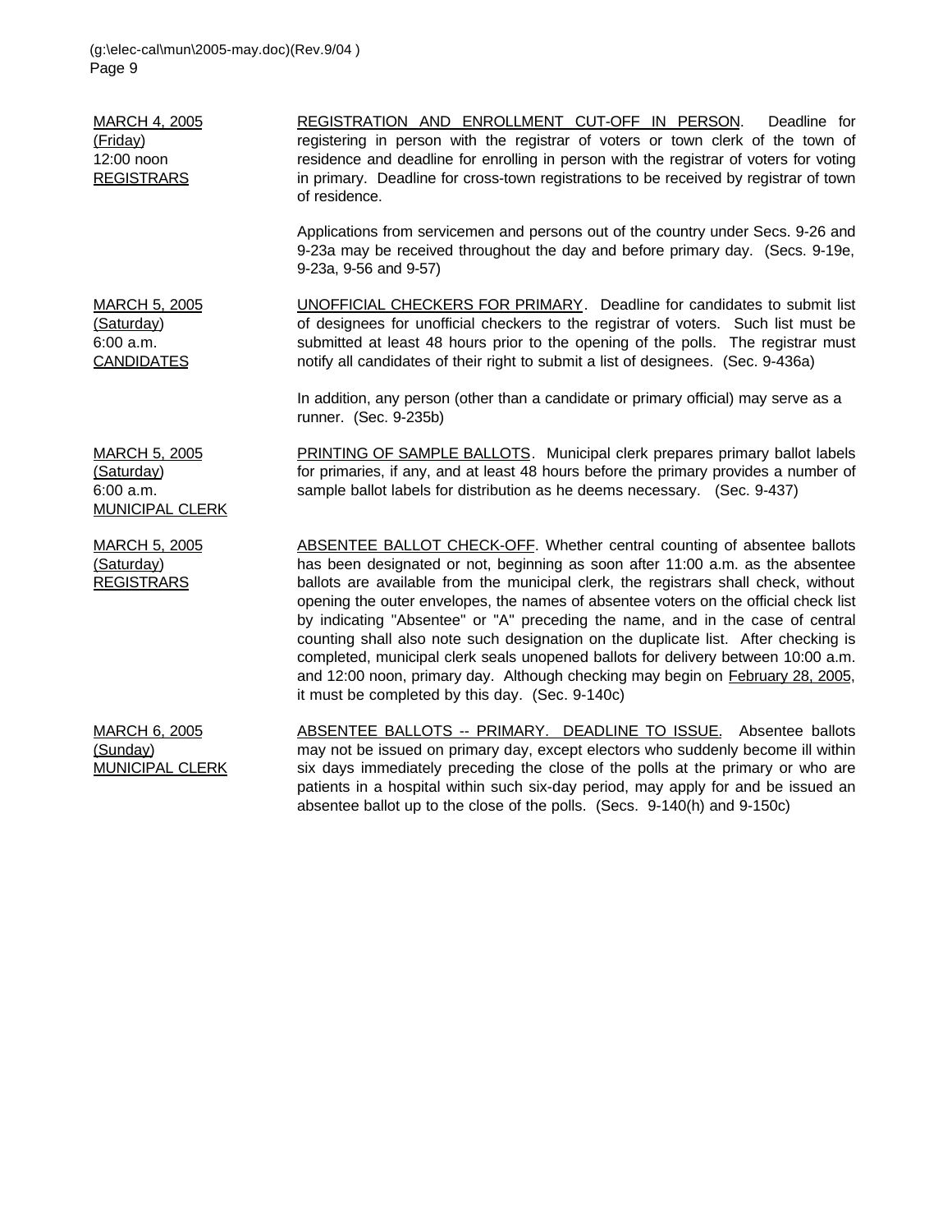| | |
|---|---|
| MARCH 4, 2005<br>(Friday)<br>12:00 noon<br>REGISTRARS | REGISTRATION AND ENROLLMENT CUT-OFF IN PERSON. Deadline for registering in person with the registrar of voters or town clerk of the town of residence and deadline for enrolling in person with the registrar of voters for voting in primary. Deadline for cross-town registrations to be received by registrar of town of residence.<br><br>Applications from servicemen and persons out of the country under Secs. 9-26 and 9-23a may be received throughout the day and before primary day. (Secs. 9-19e, 9-23a, 9-56 and 9-57) |
| MARCH 5, 2005<br>(Saturday)<br>6:00 a.m.<br>CANDIDATES | UNOFFICIAL CHECKERS FOR PRIMARY. Deadline for candidates to submit list of designees for unofficial checkers to the registrar of voters. Such list must be submitted at least 48 hours prior to the opening of the polls. The registrar must notify all candidates of their right to submit a list of designees. (Sec. 9-436a)<br><br>In addition, any person (other than a candidate or primary official) may serve as a runner. (Sec. 9-235b) |
| MARCH 5, 2005<br>(Saturday)<br>6:00 a.m.<br>MUNICIPAL CLERK | PRINTING OF SAMPLE BALLOTS. Municipal clerk prepares primary ballot labels for primaries, if any, and at least 48 hours before the primary provides a number of sample ballot labels for distribution as he deems necessary. (Sec. 9-437) |
| MARCH 5, 2005<br>(Saturday)<br>REGISTRARS | ABSENTEE BALLOT CHECK-OFF. Whether central counting of absentee ballots has been designated or not, beginning as soon after 11:00 a.m. as the absentee ballots are available from the municipal clerk, the registrars shall check, without opening the outer envelopes, the names of absentee voters on the official check list by indicating "Absentee" or "A" preceding the name, and in the case of central counting shall also note such designation on the duplicate list. After checking is completed, municipal clerk seals unopened ballots for delivery between 10:00 a.m. and 12:00 noon, primary day. Although checking may begin on February 28, 2005, it must be completed by this day. (Sec. 9-140c) |
| MARCH 6, 2005<br>(Sunday)<br>MUNICIPAL CLERK | ABSENTEE BALLOTS -- PRIMARY. DEADLINE TO ISSUE. Absentee ballots may not be issued on primary day, except electors who suddenly become ill within six days immediately preceding the close of the polls at the primary or who are patients in a hospital within such six-day period, may apply for and be issued an absentee ballot up to the close of the polls. (Secs. 9-140(h) and 9-150c) |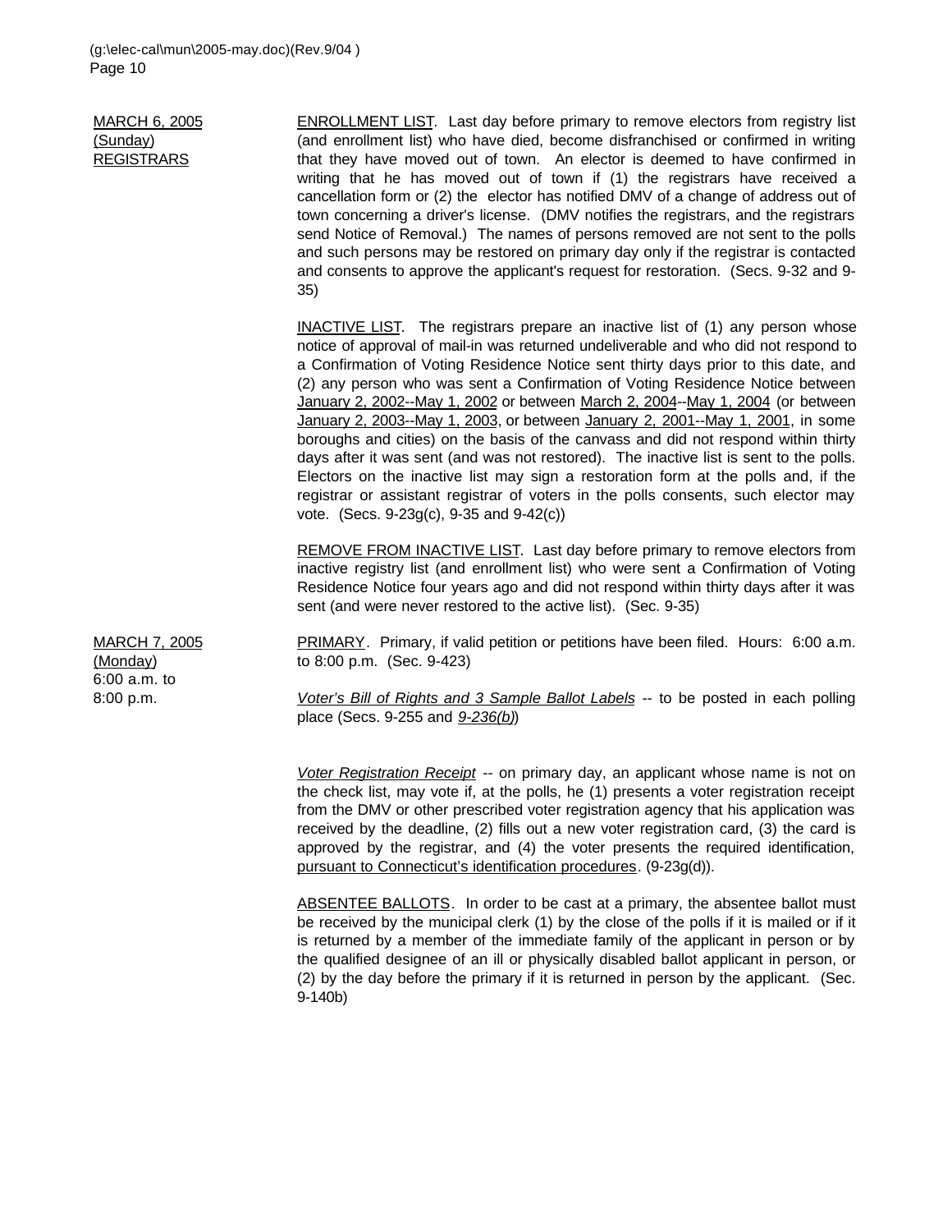**MARCH 6, 2005**
**(Sunday)**
**REGISTRARS**

ENROLLMENT LIST. Last day before primary to remove electors from registry list (and enrollment list) who have died, become disfranchised or confirmed in writing that they have moved out of town. An elector is deemed to have confirmed in writing that he has moved out of town if (1) the registrars have received a cancellation form or (2) the elector has notified DMV of a change of address out of town concerning a driver's license. (DMV notifies the registrars, and the registrars send Notice of Removal.) The names of persons removed are not sent to the polls and such persons may be restored on primary day only if the registrar is contacted and consents to approve the applicant's request for restoration. (Secs. 9-32 and 9-35)

INACTIVE LIST. The registrars prepare an inactive list of (1) any person whose notice of approval of mail-in was returned undeliverable and who did not respond to a Confirmation of Voting Residence Notice sent thirty days prior to this date, and (2) any person who was sent a Confirmation of Voting Residence Notice between January 2, 2002--May 1, 2002 or between March 2, 2004--May 1, 2004 (or between January 2, 2003--May 1, 2003, or between January 2, 2001--May 1, 2001, in some boroughs and cities) on the basis of the canvass and did not respond within thirty days after it was sent (and was not restored). The inactive list is sent to the polls. Electors on the inactive list may sign a restoration form at the polls and, if the registrar or assistant registrar of voters in the polls consents, such elector may vote. (Secs. 9-23g(c), 9-35 and 9-42(c))

REMOVE FROM INACTIVE LIST. Last day before primary to remove electors from inactive registry list (and enrollment list) who were sent a Confirmation of Voting Residence Notice four years ago and did not respond within thirty days after it was sent (and were never restored to the active list). (Sec. 9-35)

**MARCH 7, 2005**
**(Monday)**
**6:00 a.m. to 8:00 p.m.**

PRIMARY. Primary, if valid petition or petitions have been filed. Hours: 6:00 a.m. to 8:00 p.m. (Sec. 9-423)

*Voter's Bill of Rights and 3 Sample Ballot Labels* -- to be posted in each polling place (Secs. 9-255 and *9-236(b)*)

*Voter Registration Receipt* -- on primary day, an applicant whose name is not on the check list, may vote if, at the polls, he (1) presents a voter registration receipt from the DMV or other prescribed voter registration agency that his application was received by the deadline, (2) fills out a new voter registration card, (3) the card is approved by the registrar, and (4) the voter presents the required identification, pursuant to Connecticut's identification procedures. (9-23g(d)).

ABSENTEE BALLOTS. In order to be cast at a primary, the absentee ballot must be received by the municipal clerk (1) by the close of the polls if it is mailed or if it is returned by a member of the immediate family of the applicant in person or by the qualified designee of an ill or physically disabled ballot applicant in person, or (2) by the day before the primary if it is returned in person by the applicant. (Sec. 9-140b)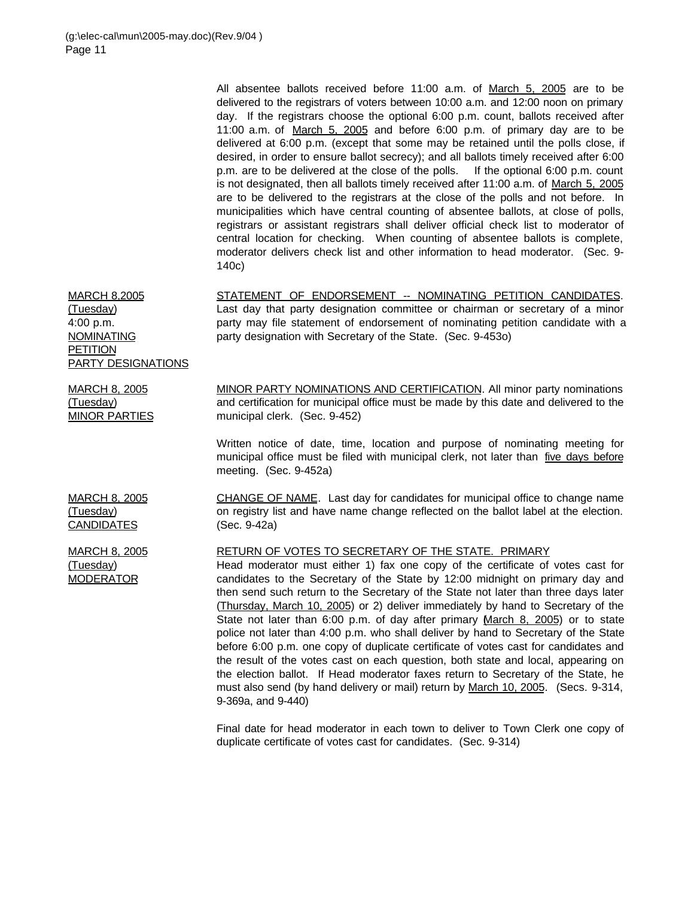All absentee ballots received before 11:00 a.m. of March 5, 2005 are to be delivered to the registrars of voters between 10:00 a.m. and 12:00 noon on primary day. If the registrars choose the optional 6:00 p.m. count, ballots received after 11:00 a.m. of March 5, 2005 and before 6:00 p.m. of primary day are to be delivered at 6:00 p.m. (except that some may be retained until the polls close, if desired, in order to ensure ballot secrecy); and all ballots timely received after 6:00 p.m. are to be delivered at the close of the polls. If the optional 6:00 p.m. count is not designated, then all ballots timely received after 11:00 a.m. of March 5, 2005 are to be delivered to the registrars at the close of the polls and not before. In municipalities which have central counting of absentee ballots, at close of polls, registrars or assistant registrars shall deliver official check list to moderator of central location for checking. When counting of absentee ballots is complete, moderator delivers check list and other information to head moderator. (Sec. 9-140c)

MARCH 8,2005
(Tuesday)
4:00 p.m.
NOMINATING PETITION PARTY DESIGNATIONS

STATEMENT OF ENDORSEMENT -- NOMINATING PETITION CANDIDATES. Last day that party designation committee or chairman or secretary of a minor party may file statement of endorsement of nominating petition candidate with a party designation with Secretary of the State. (Sec. 9-453o)

MARCH 8, 2005
(Tuesday)
MINOR PARTIES

MINOR PARTY NOMINATIONS AND CERTIFICATION. All minor party nominations and certification for municipal office must be made by this date and delivered to the municipal clerk. (Sec. 9-452)

Written notice of date, time, location and purpose of nominating meeting for municipal office must be filed with municipal clerk, not later than five days before meeting. (Sec. 9-452a)

MARCH 8, 2005
(Tuesday)
CANDIDATES

CHANGE OF NAME. Last day for candidates for municipal office to change name on registry list and have name change reflected on the ballot label at the election. (Sec. 9-42a)

MARCH 8, 2005
(Tuesday)
MODERATOR

RETURN OF VOTES TO SECRETARY OF THE STATE. PRIMARY
Head moderator must either 1) fax one copy of the certificate of votes cast for candidates to the Secretary of the State by 12:00 midnight on primary day and then send such return to the Secretary of the State not later than three days later (Thursday, March 10, 2005) or 2) deliver immediately by hand to Secretary of the State not later than 6:00 p.m. of day after primary (March 8, 2005) or to state police not later than 4:00 p.m. who shall deliver by hand to Secretary of the State before 6:00 p.m. one copy of duplicate certificate of votes cast for candidates and the result of the votes cast on each question, both state and local, appearing on the election ballot. If Head moderator faxes return to Secretary of the State, he must also send (by hand delivery or mail) return by March 10, 2005. (Secs. 9-314, 9-369a, and 9-440)

Final date for head moderator in each town to deliver to Town Clerk one copy of duplicate certificate of votes cast for candidates. (Sec. 9-314)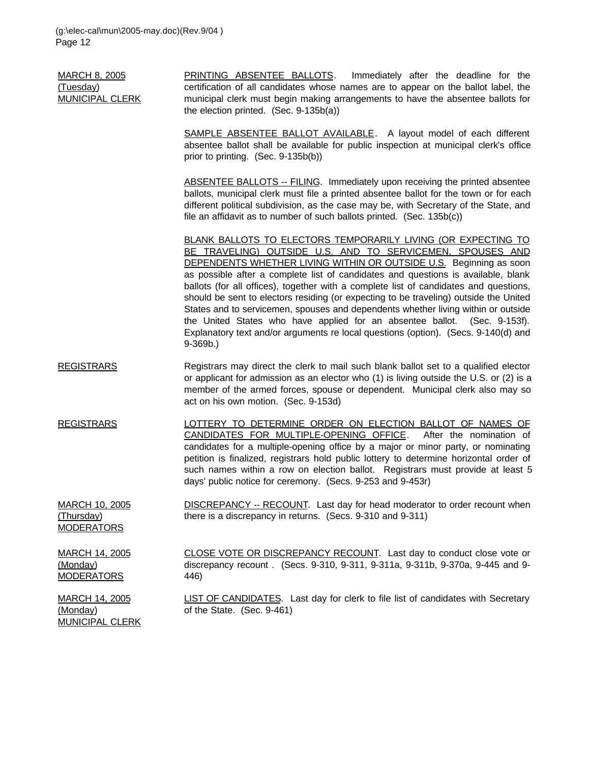MARCH 8, 2005
(Tuesday)
MUNICIPAL CLERK

PRINTING ABSENTEE BALLOTS. Immediately after the deadline for the certification of all candidates whose names are to appear on the ballot label, the municipal clerk must begin making arrangements to have the absentee ballots for the election printed. (Sec. 9-135b(a))

SAMPLE ABSENTEE BALLOT AVAILABLE. A layout model of each different absentee ballot shall be available for public inspection at municipal clerk's office prior to printing. (Sec. 9-135b(b))

ABSENTEE BALLOTS -- FILING. Immediately upon receiving the printed absentee ballots, municipal clerk must file a printed absentee ballot for the town or for each different political subdivision, as the case may be, with Secretary of the State, and file an affidavit as to number of such ballots printed. (Sec. 135b(c))

BLANK BALLOTS TO ELECTORS TEMPORARILY LIVING (OR EXPECTING TO BE TRAVELING) OUTSIDE U.S. AND TO SERVICEMEN, SPOUSES AND DEPENDENTS WHETHER LIVING WITHIN OR OUTSIDE U.S. Beginning as soon as possible after a complete list of candidates and questions is available, blank ballots (for all offices), together with a complete list of candidates and questions, should be sent to electors residing (or expecting to be traveling) outside the United States and to servicemen, spouses and dependents whether living within or outside the United States who have applied for an absentee ballot. (Sec. 9-153f). Explanatory text and/or arguments re local questions (option). (Secs. 9-140(d) and 9-369b.)

REGISTRARS

Registrars may direct the clerk to mail such blank ballot set to a qualified elector or applicant for admission as an elector who (1) is living outside the U.S. or (2) is a member of the armed forces, spouse or dependent. Municipal clerk also may so act on his own motion. (Sec. 9-153d)

REGISTRARS

LOTTERY TO DETERMINE ORDER ON ELECTION BALLOT OF NAMES OF CANDIDATES FOR MULTIPLE-OPENING OFFICE. After the nomination of candidates for a multiple-opening office by a major or minor party, or nominating petition is finalized, registrars hold public lottery to determine horizontal order of such names within a row on election ballot. Registrars must provide at least 5 days' public notice for ceremony. (Secs. 9-253 and 9-453r)

MARCH 10, 2005
(Thursday)
MODERATORS

DISCREPANCY -- RECOUNT. Last day for head moderator to order recount when there is a discrepancy in returns. (Secs. 9-310 and 9-311)

MARCH 14, 2005
(Monday)
MODERATORS

CLOSE VOTE OR DISCREPANCY RECOUNT. Last day to conduct close vote or discrepancy recount . (Secs. 9-310, 9-311, 9-311a, 9-311b, 9-370a, 9-445 and 9-446)

MARCH 14, 2005
(Monday)
MUNICIPAL CLERK

LIST OF CANDIDATES. Last day for clerk to file list of candidates with Secretary of the State. (Sec. 9-461)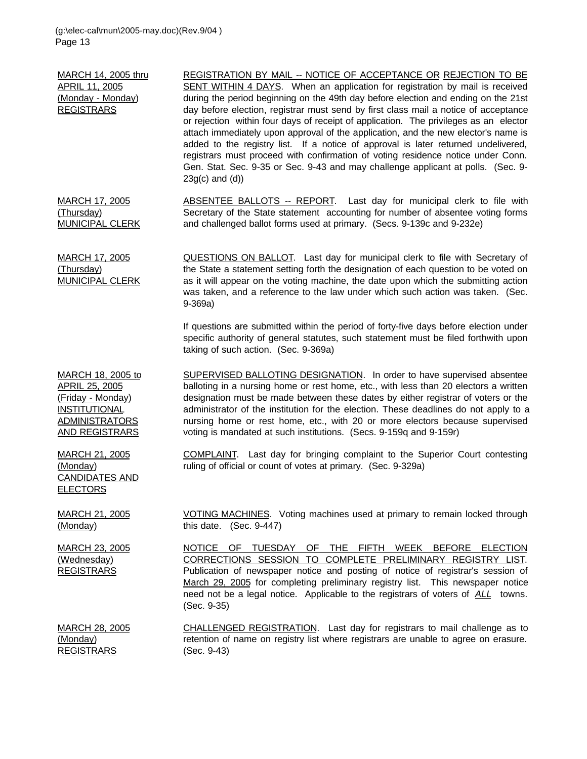MARCH 14, 2005 thru APRIL 11, 2005 (Monday - Monday) REGISTRARS

REGISTRATION BY MAIL -- NOTICE OF ACCEPTANCE OR REJECTION TO BE SENT WITHIN 4 DAYS. When an application for registration by mail is received during the period beginning on the 49th day before election and ending on the 21st day before election, registrar must send by first class mail a notice of acceptance or rejection within four days of receipt of application. The privileges as an elector attach immediately upon approval of the application, and the new elector's name is added to the registry list. If a notice of approval is later returned undelivered, registrars must proceed with confirmation of voting residence notice under Conn. Gen. Stat. Sec. 9-35 or Sec. 9-43 and may challenge applicant at polls. (Sec. 9-23g(c) and (d))

MARCH 17, 2005 (Thursday) MUNICIPAL CLERK

ABSENTEE BALLOTS -- REPORT. Last day for municipal clerk to file with Secretary of the State statement accounting for number of absentee voting forms and challenged ballot forms used at primary. (Secs. 9-139c and 9-232e)

MARCH 17, 2005 (Thursday) MUNICIPAL CLERK

QUESTIONS ON BALLOT. Last day for municipal clerk to file with Secretary of the State a statement setting forth the designation of each question to be voted on as it will appear on the voting machine, the date upon which the submitting action was taken, and a reference to the law under which such action was taken. (Sec. 9-369a)

If questions are submitted within the period of forty-five days before election under specific authority of general statutes, such statement must be filed forthwith upon taking of such action. (Sec. 9-369a)

MARCH 18, 2005 to APRIL 25, 2005 (Friday - Monday) INSTITUTIONAL ADMINISTRATORS AND REGISTRARS

SUPERVISED BALLOTING DESIGNATION. In order to have supervised absentee balloting in a nursing home or rest home, etc., with less than 20 electors a written designation must be made between these dates by either registrar of voters or the administrator of the institution for the election. These deadlines do not apply to a nursing home or rest home, etc., with 20 or more electors because supervised voting is mandated at such institutions. (Secs. 9-159q and 9-159r)

MARCH 21, 2005 (Monday) CANDIDATES AND ELECTORS

COMPLAINT. Last day for bringing complaint to the Superior Court contesting ruling of official or count of votes at primary. (Sec. 9-329a)

MARCH 21, 2005 (Monday)

VOTING MACHINES. Voting machines used at primary to remain locked through this date. (Sec. 9-447)

MARCH 23, 2005 (Wednesday) REGISTRARS

NOTICE OF TUESDAY OF THE FIFTH WEEK BEFORE ELECTION CORRECTIONS SESSION TO COMPLETE PRELIMINARY REGISTRY LIST. Publication of newspaper notice and posting of notice of registrar's session of March 29, 2005 for completing preliminary registry list. This newspaper notice need not be a legal notice. Applicable to the registrars of voters of *ALL* towns. (Sec. 9-35)

MARCH 28, 2005 (Monday) REGISTRARS

CHALLENGED REGISTRATION. Last day for registrars to mail challenge as to retention of name on registry list where registrars are unable to agree on erasure. (Sec. 9-43)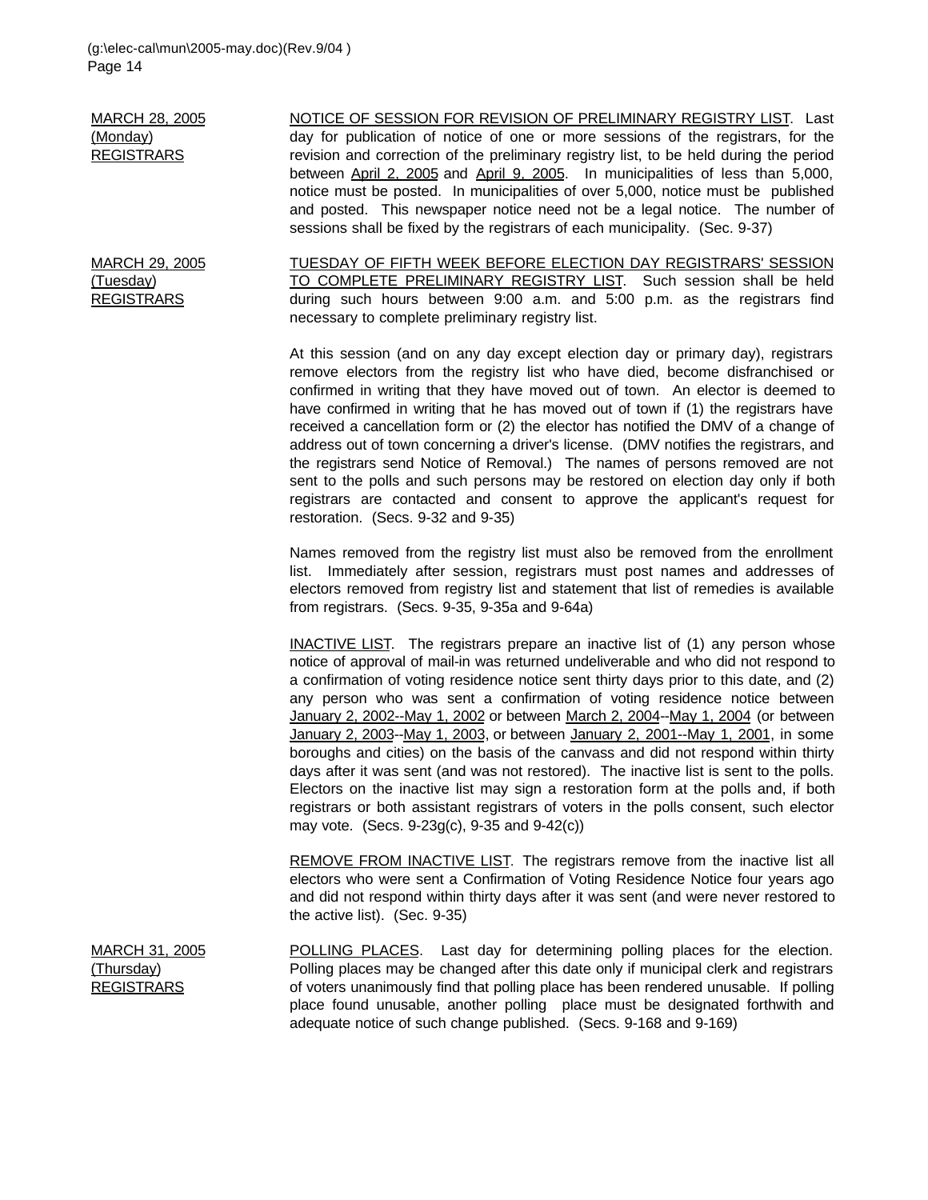MARCH 28, 2005
(Monday)
REGISTRARS

NOTICE OF SESSION FOR REVISION OF PRELIMINARY REGISTRY LIST. Last day for publication of notice of one or more sessions of the registrars, for the revision and correction of the preliminary registry list, to be held during the period between April 2, 2005 and April 9, 2005. In municipalities of less than 5,000, notice must be posted. In municipalities of over 5,000, notice must be published and posted. This newspaper notice need not be a legal notice. The number of sessions shall be fixed by the registrars of each municipality. (Sec. 9-37)

MARCH 29, 2005
(Tuesday)
REGISTRARS

TUESDAY OF FIFTH WEEK BEFORE ELECTION DAY REGISTRARS' SESSION TO COMPLETE PRELIMINARY REGISTRY LIST. Such session shall be held during such hours between 9:00 a.m. and 5:00 p.m. as the registrars find necessary to complete preliminary registry list.

At this session (and on any day except election day or primary day), registrars remove electors from the registry list who have died, become disfranchised or confirmed in writing that they have moved out of town. An elector is deemed to have confirmed in writing that he has moved out of town if (1) the registrars have received a cancellation form or (2) the elector has notified the DMV of a change of address out of town concerning a driver's license. (DMV notifies the registrars, and the registrars send Notice of Removal.) The names of persons removed are not sent to the polls and such persons may be restored on election day only if both registrars are contacted and consent to approve the applicant's request for restoration. (Secs. 9-32 and 9-35)

Names removed from the registry list must also be removed from the enrollment list. Immediately after session, registrars must post names and addresses of electors removed from registry list and statement that list of remedies is available from registrars. (Secs. 9-35, 9-35a and 9-64a)

INACTIVE LIST. The registrars prepare an inactive list of (1) any person whose notice of approval of mail-in was returned undeliverable and who did not respond to a confirmation of voting residence notice sent thirty days prior to this date, and (2) any person who was sent a confirmation of voting residence notice between January 2, 2002--May 1, 2002 or between March 2, 2004--May 1, 2004 (or between January 2, 2003--May 1, 2003, or between January 2, 2001--May 1, 2001, in some boroughs and cities) on the basis of the canvass and did not respond within thirty days after it was sent (and was not restored). The inactive list is sent to the polls. Electors on the inactive list may sign a restoration form at the polls and, if both registrars or both assistant registrars of voters in the polls consent, such elector may vote. (Secs. 9-23g(c), 9-35 and 9-42(c))

REMOVE FROM INACTIVE LIST. The registrars remove from the inactive list all electors who were sent a Confirmation of Voting Residence Notice four years ago and did not respond within thirty days after it was sent (and were never restored to the active list). (Sec. 9-35)

MARCH 31, 2005
(Thursday)
REGISTRARS

POLLING PLACES. Last day for determining polling places for the election. Polling places may be changed after this date only if municipal clerk and registrars of voters unanimously find that polling place has been rendered unusable. If polling place found unusable, another polling place must be designated forthwith and adequate notice of such change published. (Secs. 9-168 and 9-169)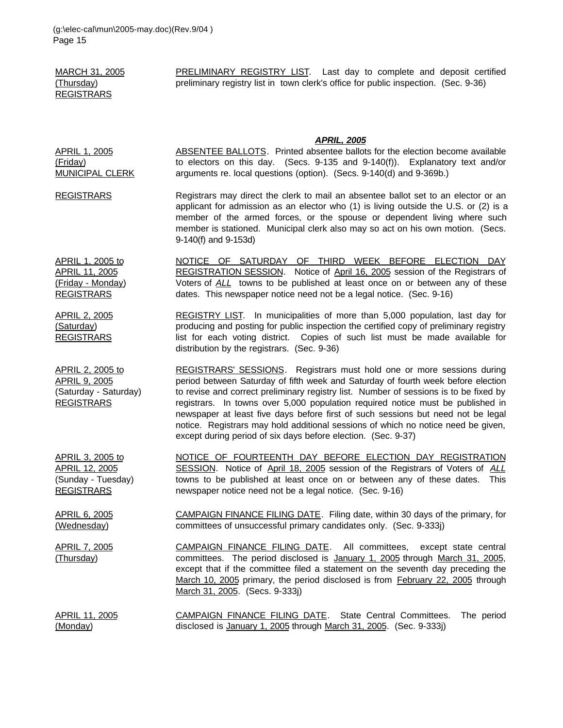MARCH 31, 2005
(Thursday)
REGISTRARS

PRELIMINARY REGISTRY LIST. Last day to complete and deposit certified preliminary registry list in town clerk's office for public inspection. (Sec. 9-36)

## *APRIL, 2005*

APRIL 1, 2005
(Friday)
MUNICIPAL CLERK

ABSENTEE BALLOTS. Printed absentee ballots for the election become available to electors on this day. (Secs. 9-135 and 9-140(f)). Explanatory text and/or arguments re. local questions (option). (Secs. 9-140(d) and 9-369b.)

REGISTRARS

Registrars may direct the clerk to mail an absentee ballot set to an elector or an applicant for admission as an elector who (1) is living outside the U.S. or (2) is a member of the armed forces, or the spouse or dependent living where such member is stationed. Municipal clerk also may so act on his own motion. (Secs. 9-140(f) and 9-153d)

APRIL 1, 2005 to
APRIL 11, 2005
(Friday - Monday)
REGISTRARS

NOTICE OF SATURDAY OF THIRD WEEK BEFORE ELECTION DAY REGISTRATION SESSION. Notice of April 16, 2005 session of the Registrars of Voters of *ALL* towns to be published at least once on or between any of these dates. This newspaper notice need not be a legal notice. (Sec. 9-16)

APRIL 2, 2005
(Saturday)
REGISTRARS

REGISTRY LIST. In municipalities of more than 5,000 population, last day for producing and posting for public inspection the certified copy of preliminary registry list for each voting district. Copies of such list must be made available for distribution by the registrars. (Sec. 9-36)

APRIL 2, 2005 to
APRIL 9, 2005
(Saturday - Saturday)
REGISTRARS

REGISTRARS' SESSIONS. Registrars must hold one or more sessions during period between Saturday of fifth week and Saturday of fourth week before election to revise and correct preliminary registry list. Number of sessions is to be fixed by registrars. In towns over 5,000 population required notice must be published in newspaper at least five days before first of such sessions but need not be legal notice. Registrars may hold additional sessions of which no notice need be given, except during period of six days before election. (Sec. 9-37)

APRIL 3, 2005 to
APRIL 12, 2005
(Sunday - Tuesday)
REGISTRARS

NOTICE OF FOURTEENTH DAY BEFORE ELECTION DAY REGISTRATION SESSION. Notice of April 18, 2005 session of the Registrars of Voters of *ALL* towns to be published at least once on or between any of these dates. This newspaper notice need not be a legal notice. (Sec. 9-16)

APRIL 6, 2005
(Wednesday)

CAMPAIGN FINANCE FILING DATE. Filing date, within 30 days of the primary, for committees of unsuccessful primary candidates only. (Sec. 9-333j)

APRIL 7, 2005
(Thursday)

CAMPAIGN FINANCE FILING DATE. All committees, except state central committees. The period disclosed is January 1, 2005 through March 31, 2005, except that if the committee filed a statement on the seventh day preceding the March 10, 2005 primary, the period disclosed is from February 22, 2005 through March 31, 2005. (Secs. 9-333j)

APRIL 11, 2005
(Monday)

CAMPAIGN FINANCE FILING DATE. State Central Committees. The period disclosed is January 1, 2005 through March 31, 2005. (Sec. 9-333j)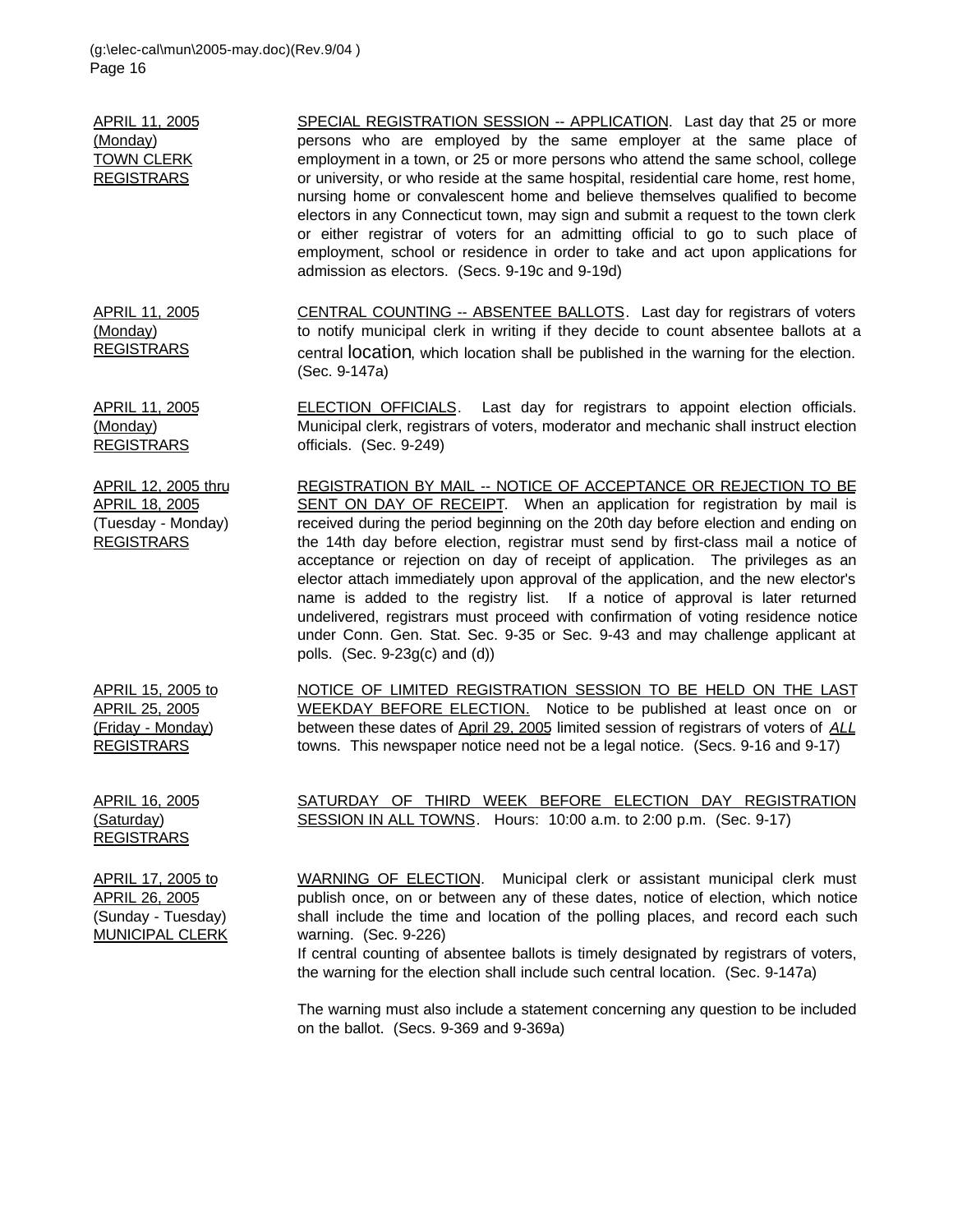| | |
|---|---|
| APRIL 11, 2005<br>(Monday)<br>TOWN CLERK<br>REGISTRARS | SPECIAL REGISTRATION SESSION -- APPLICATION. Last day that 25 or more persons who are employed by the same employer at the same place of employment in a town, or 25 or more persons who attend the same school, college or university, or who reside at the same hospital, residential care home, rest home, nursing home or convalescent home and believe themselves qualified to become electors in any Connecticut town, may sign and submit a request to the town clerk or either registrar of voters for an admitting official to go to such place of employment, school or residence in order to take and act upon applications for admission as electors. (Secs. 9-19c and 9-19d) |
| APRIL 11, 2005<br>(Monday)<br>REGISTRARS | CENTRAL COUNTING -- ABSENTEE BALLOTS. Last day for registrars of voters to notify municipal clerk in writing if they decide to count absentee ballots at a central location, which location shall be published in the warning for the election. (Sec. 9-147a) |
| APRIL 11, 2005<br>(Monday)<br>REGISTRARS | ELECTION OFFICIALS. Last day for registrars to appoint election officials. Municipal clerk, registrars of voters, moderator and mechanic shall instruct election officials. (Sec. 9-249) |
| APRIL 12, 2005 thru<br>APRIL 18, 2005<br>(Tuesday - Monday)<br>REGISTRARS | REGISTRATION BY MAIL -- NOTICE OF ACCEPTANCE OR REJECTION TO BE SENT ON DAY OF RECEIPT. When an application for registration by mail is received during the period beginning on the 20th day before election and ending on the 14th day before election, registrar must send by first-class mail a notice of acceptance or rejection on day of receipt of application. The privileges as an elector attach immediately upon approval of the application, and the new elector's name is added to the registry list. If a notice of approval is later returned undelivered, registrars must proceed with confirmation of voting residence notice under Conn. Gen. Stat. Sec. 9-35 or Sec. 9-43 and may challenge applicant at polls. (Sec. 9-23g(c) and (d)) |
| APRIL 15, 2005 to<br>APRIL 25, 2005<br>(Friday - Monday)<br>REGISTRARS | NOTICE OF LIMITED REGISTRATION SESSION TO BE HELD ON THE LAST WEEKDAY BEFORE ELECTION. Notice to be published at least once on or between these dates of April 29, 2005 limited session of registrars of voters of *ALL* towns. This newspaper notice need not be a legal notice. (Secs. 9-16 and 9-17) |
| APRIL 16, 2005<br>(Saturday)<br>REGISTRARS | SATURDAY OF THIRD WEEK BEFORE ELECTION DAY REGISTRATION SESSION IN ALL TOWNS. Hours: 10:00 a.m. to 2:00 p.m. (Sec. 9-17) |
| APRIL 17, 2005 to<br>APRIL 26, 2005<br>(Sunday - Tuesday)<br>MUNICIPAL CLERK | WARNING OF ELECTION. Municipal clerk or assistant municipal clerk must publish once, on or between any of these dates, notice of election, which notice shall include the time and location of the polling places, and record each such warning. (Sec. 9-226)<br>If central counting of absentee ballots is timely designated by registrars of voters, the warning for the election shall include such central location. (Sec. 9-147a)<br><br>The warning must also include a statement concerning any question to be included on the ballot. (Secs. 9-369 and 9-369a) |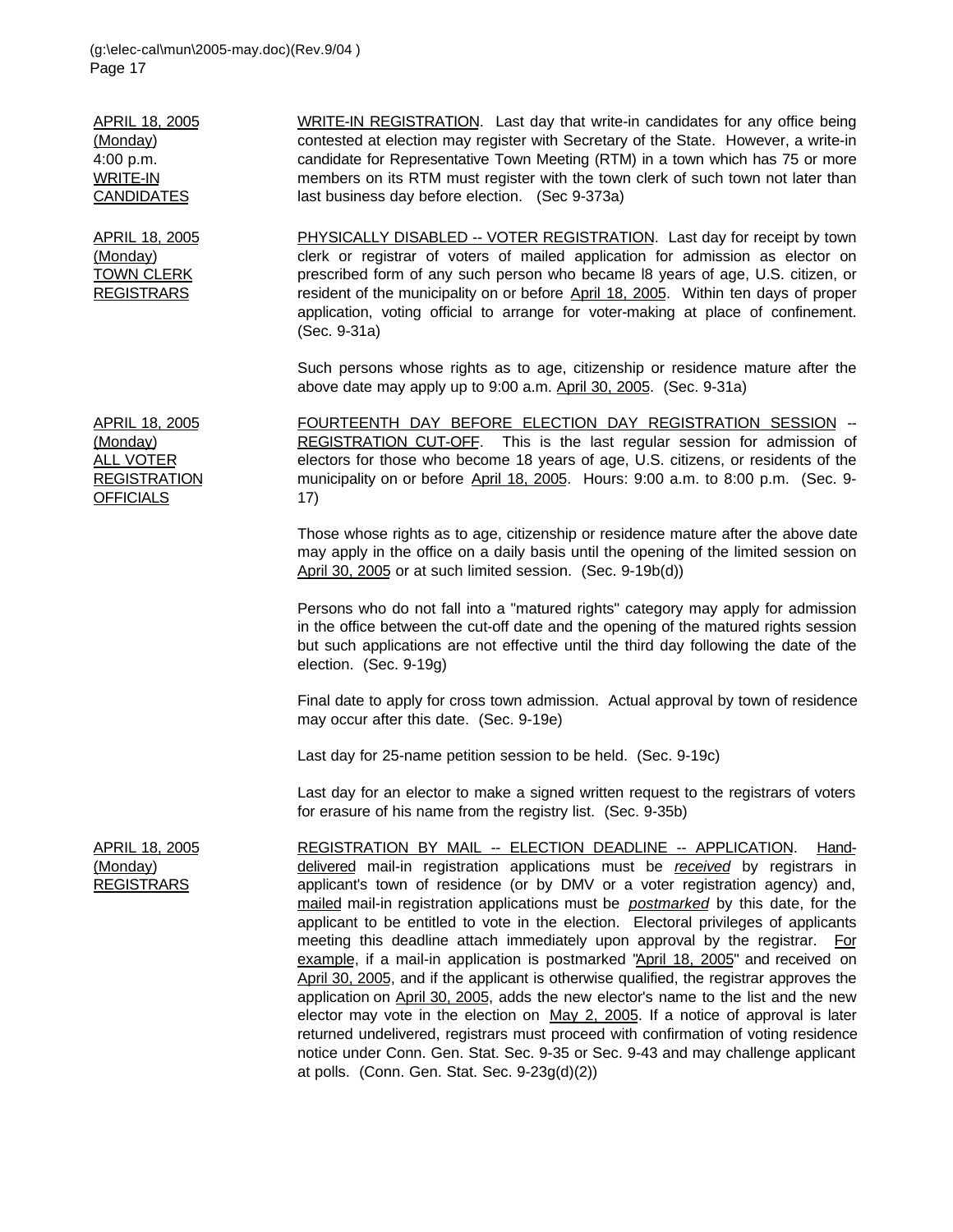| | |
|---|---|
| APRIL 18, 2005 (Monday) 4:00 p.m. WRITE-IN CANDIDATES | WRITE-IN REGISTRATION. Last day that write-in candidates for any office being contested at election may register with Secretary of the State. However, a write-in candidate for Representative Town Meeting (RTM) in a town which has 75 or more members on its RTM must register with the town clerk of such town not later than last business day before election. (Sec 9-373a) |
| APRIL 18, 2005 (Monday) TOWN CLERK REGISTRARS | PHYSICALLY DISABLED -- VOTER REGISTRATION. Last day for receipt by town clerk or registrar of voters of mailed application for admission as elector on prescribed form of any such person who became l8 years of age, U.S. citizen, or resident of the municipality on or before April 18, 2005. Within ten days of proper application, voting official to arrange for voter-making at place of confinement. (Sec. 9-31a)<br><br>Such persons whose rights as to age, citizenship or residence mature after the above date may apply up to 9:00 a.m. April 30, 2005. (Sec. 9-31a) |
| APRIL 18, 2005 (Monday) ALL VOTER REGISTRATION OFFICIALS | FOURTEENTH DAY BEFORE ELECTION DAY REGISTRATION SESSION -- REGISTRATION CUT-OFF. This is the last regular session for admission of electors for those who become 18 years of age, U.S. citizens, or residents of the municipality on or before April 18, 2005. Hours: 9:00 a.m. to 8:00 p.m. (Sec. 9-17)<br><br>Those whose rights as to age, citizenship or residence mature after the above date may apply in the office on a daily basis until the opening of the limited session on April 30, 2005 or at such limited session. (Sec. 9-19b(d))<br><br>Persons who do not fall into a "matured rights" category may apply for admission in the office between the cut-off date and the opening of the matured rights session but such applications are not effective until the third day following the date of the election. (Sec. 9-19g)<br><br>Final date to apply for cross town admission. Actual approval by town of residence may occur after this date. (Sec. 9-19e)<br><br>Last day for 25-name petition session to be held. (Sec. 9-19c)<br><br>Last day for an elector to make a signed written request to the registrars of voters for erasure of his name from the registry list. (Sec. 9-35b) |
| APRIL 18, 2005 (Monday) REGISTRARS | REGISTRATION BY MAIL -- ELECTION DEADLINE -- APPLICATION. Hand-delivered mail-in registration applications must be *received* by registrars in applicant's town of residence (or by DMV or a voter registration agency) and, mailed mail-in registration applications must be *postmarked* by this date, for the applicant to be entitled to vote in the election. Electoral privileges of applicants meeting this deadline attach immediately upon approval by the registrar. For example, if a mail-in application is postmarked "April 18, 2005" and received on April 30, 2005, and if the applicant is otherwise qualified, the registrar approves the application on April 30, 2005, adds the new elector's name to the list and the new elector may vote in the election on May 2, 2005. If a notice of approval is later returned undelivered, registrars must proceed with confirmation of voting residence notice under Conn. Gen. Stat. Sec. 9-35 or Sec. 9-43 and may challenge applicant at polls. (Conn. Gen. Stat. Sec. 9-23g(d)(2)) |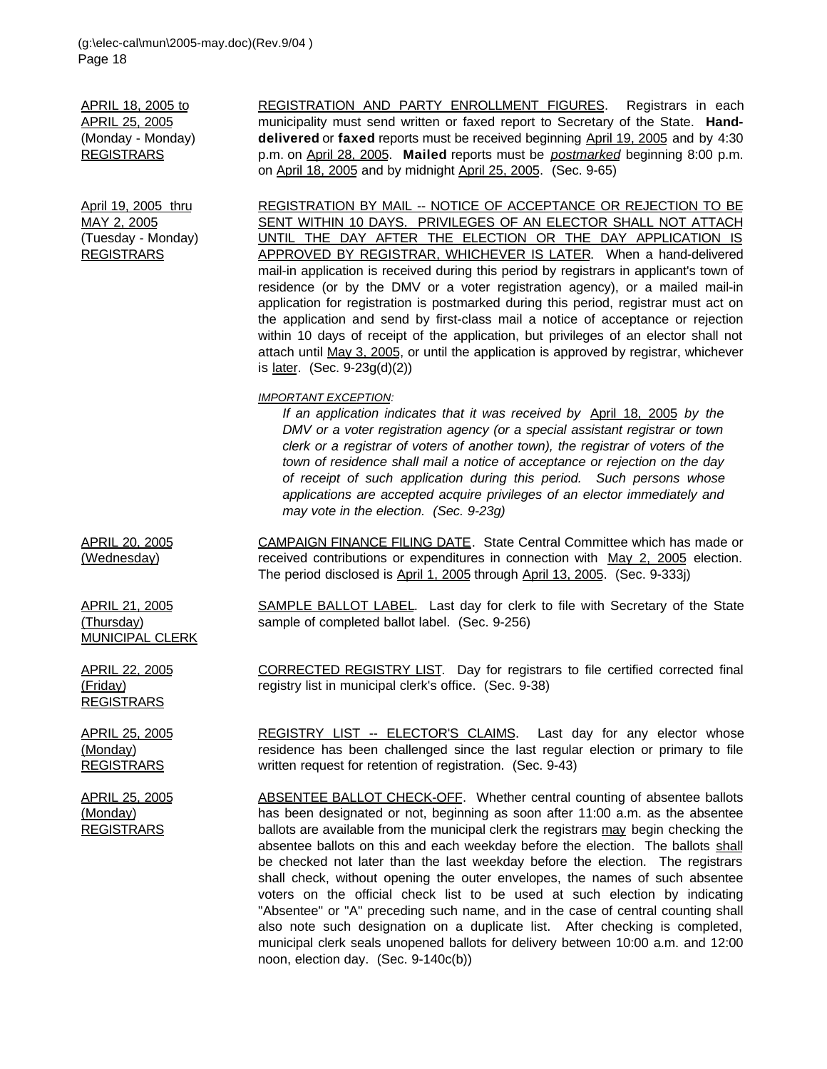APRIL 18, 2005 to APRIL 25, 2005 (Monday - Monday) REGISTRARS

REGISTRATION AND PARTY ENROLLMENT FIGURES. Registrars in each municipality must send written or faxed report to Secretary of the State. **Hand-delivered** or **faxed** reports must be received beginning April 19, 2005 and by 4:30 p.m. on April 28, 2005. **Mailed** reports must be *postmarked* beginning 8:00 p.m. on April 18, 2005 and by midnight April 25, 2005. (Sec. 9-65)

April 19, 2005 thru MAY 2, 2005 (Tuesday - Monday) REGISTRARS

REGISTRATION BY MAIL -- NOTICE OF ACCEPTANCE OR REJECTION TO BE SENT WITHIN 10 DAYS. PRIVILEGES OF AN ELECTOR SHALL NOT ATTACH UNTIL THE DAY AFTER THE ELECTION OR THE DAY APPLICATION IS APPROVED BY REGISTRAR, WHICHEVER IS LATER. When a hand-delivered mail-in application is received during this period by registrars in applicant's town of residence (or by the DMV or a voter registration agency), or a mailed mail-in application for registration is postmarked during this period, registrar must act on the application and send by first-class mail a notice of acceptance or rejection within 10 days of receipt of the application, but privileges of an elector shall not attach until May 3, 2005, or until the application is approved by registrar, whichever is later. (Sec. 9-23g(d)(2))

*IMPORTANT EXCEPTION:*

*If an application indicates that it was received by April 18, 2005 by the DMV or a voter registration agency (or a special assistant registrar or town clerk or a registrar of voters of another town), the registrar of voters of the town of residence shall mail a notice of acceptance or rejection on the day of receipt of such application during this period. Such persons whose applications are accepted acquire privileges of an elector immediately and may vote in the election. (Sec. 9-23g)*

APRIL 20, 2005 (Wednesday)

CAMPAIGN FINANCE FILING DATE. State Central Committee which has made or received contributions or expenditures in connection with May 2, 2005 election. The period disclosed is April 1, 2005 through April 13, 2005. (Sec. 9-333j)

APRIL 21, 2005 (Thursday) MUNICIPAL CLERK

SAMPLE BALLOT LABEL. Last day for clerk to file with Secretary of the State sample of completed ballot label. (Sec. 9-256)

APRIL 22, 2005 (Friday) REGISTRARS

CORRECTED REGISTRY LIST. Day for registrars to file certified corrected final registry list in municipal clerk's office. (Sec. 9-38)

APRIL 25, 2005 (Monday) REGISTRARS

REGISTRY LIST -- ELECTOR'S CLAIMS. Last day for any elector whose residence has been challenged since the last regular election or primary to file written request for retention of registration. (Sec. 9-43)

APRIL 25, 2005 (Monday) REGISTRARS

ABSENTEE BALLOT CHECK-OFF. Whether central counting of absentee ballots has been designated or not, beginning as soon after 11:00 a.m. as the absentee ballots are available from the municipal clerk the registrars may begin checking the absentee ballots on this and each weekday before the election. The ballots shall be checked not later than the last weekday before the election. The registrars shall check, without opening the outer envelopes, the names of such absentee voters on the official check list to be used at such election by indicating "Absentee" or "A" preceding such name, and in the case of central counting shall also note such designation on a duplicate list. After checking is completed, municipal clerk seals unopened ballots for delivery between 10:00 a.m. and 12:00 noon, election day. (Sec. 9-140c(b))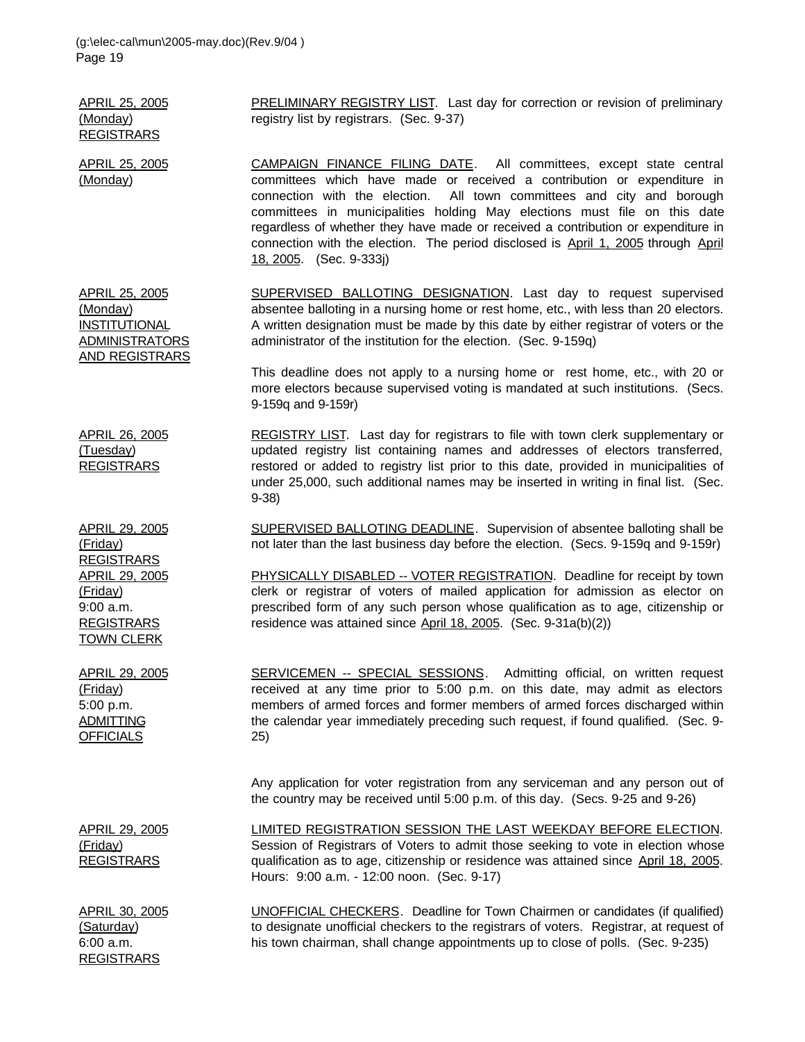| | |
|---|---|
| APRIL 25, 2005 (Monday) REGISTRARS | PRELIMINARY REGISTRY LIST. Last day for correction or revision of preliminary registry list by registrars. (Sec. 9-37) |
| APRIL 25, 2005 (Monday) | CAMPAIGN FINANCE FILING DATE. All committees, except state central committees which have made or received a contribution or expenditure in connection with the election. All town committees and city and borough committees in municipalities holding May elections must file on this date regardless of whether they have made or received a contribution or expenditure in connection with the election. The period disclosed is April 1, 2005 through April 18, 2005. (Sec. 9-333j) |
| APRIL 25, 2005 (Monday) INSTITUTIONAL ADMINISTRATORS AND REGISTRARS | SUPERVISED BALLOTING DESIGNATION. Last day to request supervised absentee balloting in a nursing home or rest home, etc., with less than 20 electors. A written designation must be made by this date by either registrar of voters or the administrator of the institution for the election. (Sec. 9-159q)<br><br>This deadline does not apply to a nursing home or rest home, etc., with 20 or more electors because supervised voting is mandated at such institutions. (Secs. 9-159q and 9-159r) |
| APRIL 26, 2005 (Tuesday) REGISTRARS | REGISTRY LIST. Last day for registrars to file with town clerk supplementary or updated registry list containing names and addresses of electors transferred, restored or added to registry list prior to this date, provided in municipalities of under 25,000, such additional names may be inserted in writing in final list. (Sec. 9-38) |
| APRIL 29, 2005 (Friday) REGISTRARS | SUPERVISED BALLOTING DEADLINE. Supervision of absentee balloting shall be not later than the last business day before the election. (Secs. 9-159q and 9-159r) |
| APRIL 29, 2005 (Friday) 9:00 a.m. REGISTRARS TOWN CLERK | PHYSICALLY DISABLED -- VOTER REGISTRATION. Deadline for receipt by town clerk or registrar of voters of mailed application for admission as elector on prescribed form of any such person whose qualification as to age, citizenship or residence was attained since April 18, 2005. (Sec. 9-31a(b)(2)) |
| APRIL 29, 2005 (Friday) 5:00 p.m. ADMITTING OFFICIALS | SERVICEMEN -- SPECIAL SESSIONS. Admitting official, on written request received at any time prior to 5:00 p.m. on this date, may admit as electors members of armed forces and former members of armed forces discharged within the calendar year immediately preceding such request, if found qualified. (Sec. 9-25)<br><br>Any application for voter registration from any serviceman and any person out of the country may be received until 5:00 p.m. of this day. (Secs. 9-25 and 9-26) |
| APRIL 29, 2005 (Friday) REGISTRARS | LIMITED REGISTRATION SESSION THE LAST WEEKDAY BEFORE ELECTION. Session of Registrars of Voters to admit those seeking to vote in election whose qualification as to age, citizenship or residence was attained since April 18, 2005. Hours: 9:00 a.m. - 12:00 noon. (Sec. 9-17) |
| APRIL 30, 2005 (Saturday) 6:00 a.m. REGISTRARS | UNOFFICIAL CHECKERS. Deadline for Town Chairmen or candidates (if qualified) to designate unofficial checkers to the registrars of voters. Registrar, at request of his town chairman, shall change appointments up to close of polls. (Sec. 9-235) |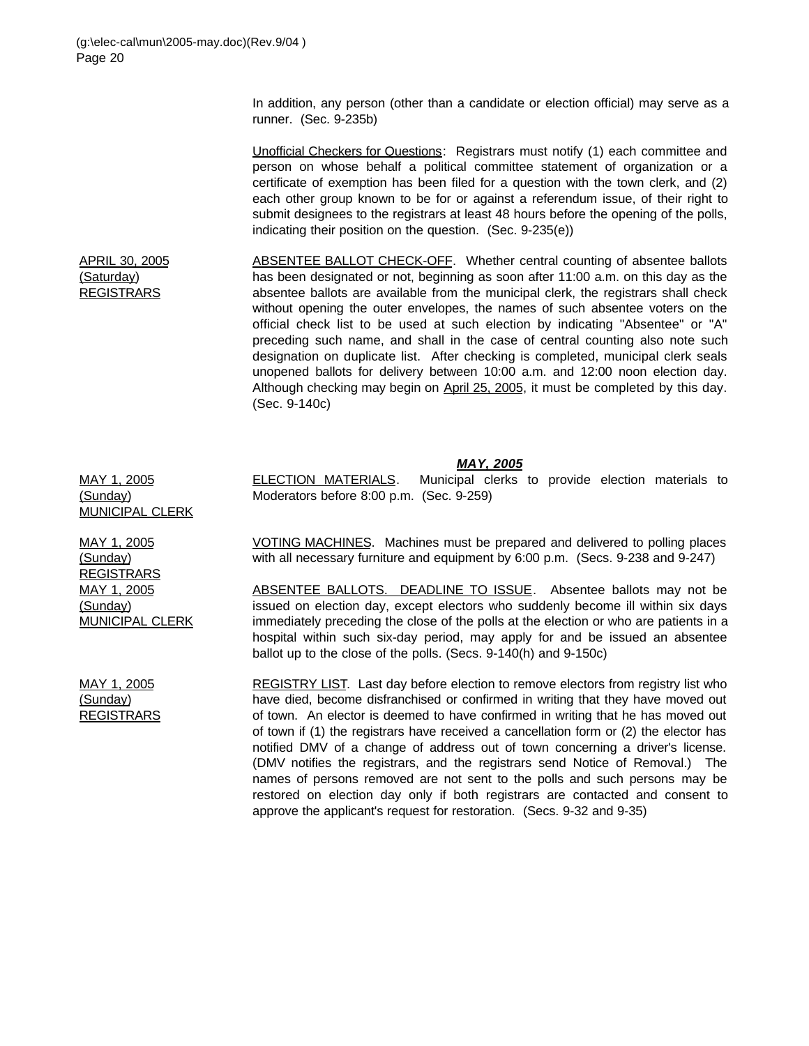In addition, any person (other than a candidate or election official) may serve as a runner. (Sec. 9-235b)

Unofficial Checkers for Questions: Registrars must notify (1) each committee and person on whose behalf a political committee statement of organization or a certificate of exemption has been filed for a question with the town clerk, and (2) each other group known to be for or against a referendum issue, of their right to submit designees to the registrars at least 48 hours before the opening of the polls, indicating their position on the question. (Sec. 9-235(e))

APRIL 30, 2005
(Saturday)
REGISTRARS

ABSENTEE BALLOT CHECK-OFF. Whether central counting of absentee ballots has been designated or not, beginning as soon after 11:00 a.m. on this day as the absentee ballots are available from the municipal clerk, the registrars shall check without opening the outer envelopes, the names of such absentee voters on the official check list to be used at such election by indicating "Absentee" or "A" preceding such name, and shall in the case of central counting also note such designation on duplicate list. After checking is completed, municipal clerk seals unopened ballots for delivery between 10:00 a.m. and 12:00 noon election day. Although checking may begin on April 25, 2005, it must be completed by this day. (Sec. 9-140c)

***MAY, 2005***

MAY 1, 2005
(Sunday)
MUNICIPAL CLERK

ELECTION MATERIALS. Municipal clerks to provide election materials to Moderators before 8:00 p.m. (Sec. 9-259)

MAY 1, 2005
(Sunday)
REGISTRARS

VOTING MACHINES. Machines must be prepared and delivered to polling places with all necessary furniture and equipment by 6:00 p.m. (Secs. 9-238 and 9-247)

MAY 1, 2005
(Sunday)
MUNICIPAL CLERK

ABSENTEE BALLOTS. DEADLINE TO ISSUE. Absentee ballots may not be issued on election day, except electors who suddenly become ill within six days immediately preceding the close of the polls at the election or who are patients in a hospital within such six-day period, may apply for and be issued an absentee ballot up to the close of the polls. (Secs. 9-140(h) and 9-150c)

MAY 1, 2005
(Sunday)
REGISTRARS

REGISTRY LIST. Last day before election to remove electors from registry list who have died, become disfranchised or confirmed in writing that they have moved out of town. An elector is deemed to have confirmed in writing that he has moved out of town if (1) the registrars have received a cancellation form or (2) the elector has notified DMV of a change of address out of town concerning a driver's license. (DMV notifies the registrars, and the registrars send Notice of Removal.) The names of persons removed are not sent to the polls and such persons may be restored on election day only if both registrars are contacted and consent to approve the applicant's request for restoration. (Secs. 9-32 and 9-35)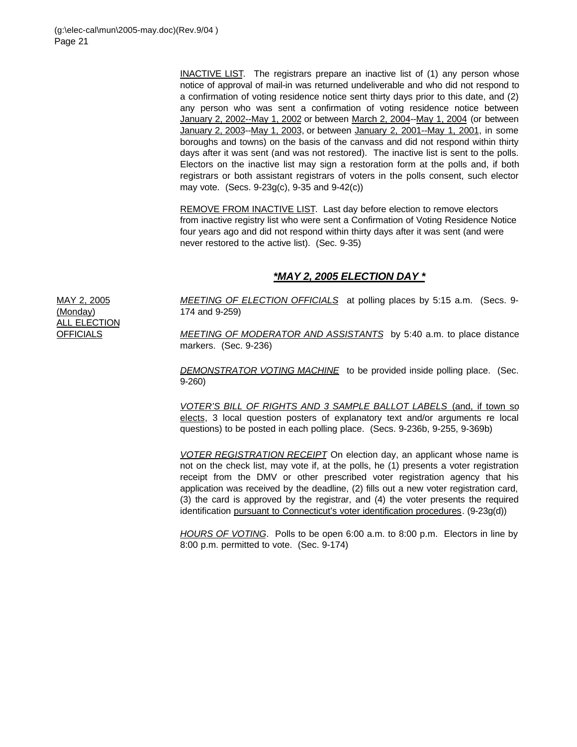INACTIVE LIST. The registrars prepare an inactive list of (1) any person whose notice of approval of mail-in was returned undeliverable and who did not respond to a confirmation of voting residence notice sent thirty days prior to this date, and (2) any person who was sent a confirmation of voting residence notice between January 2, 2002--May 1, 2002 or between March 2, 2004--May 1, 2004 (or between January 2, 2003--May 1, 2003, or between January 2, 2001--May 1, 2001, in some boroughs and towns) on the basis of the canvass and did not respond within thirty days after it was sent (and was not restored). The inactive list is sent to the polls. Electors on the inactive list may sign a restoration form at the polls and, if both registrars or both assistant registrars of voters in the polls consent, such elector may vote. (Secs. 9-23g(c), 9-35 and 9-42(c))

REMOVE FROM INACTIVE LIST. Last day before election to remove electors from inactive registry list who were sent a Confirmation of Voting Residence Notice four years ago and did not respond within thirty days after it was sent (and were never restored to the active list). (Sec. 9-35)

## ***MAY 2, 2005 ELECTION DAY ***

MAY 2, 2005 (Monday) ALL ELECTION OFFICIALS

*MEETING OF ELECTION OFFICIALS* at polling places by 5:15 a.m. (Secs. 9-174 and 9-259)

*MEETING OF MODERATOR AND ASSISTANTS* by 5:40 a.m. to place distance markers. (Sec. 9-236)

*DEMONSTRATOR VOTING MACHINE* to be provided inside polling place. (Sec. 9-260)

*VOTER'S BILL OF RIGHTS AND 3 SAMPLE BALLOT LABELS* (and, if town so elects, 3 local question posters of explanatory text and/or arguments re local questions) to be posted in each polling place. (Secs. 9-236b, 9-255, 9-369b)

*VOTER REGISTRATION RECEIPT* On election day, an applicant whose name is not on the check list, may vote if, at the polls, he (1) presents a voter registration receipt from the DMV or other prescribed voter registration agency that his application was received by the deadline, (2) fills out a new voter registration card, (3) the card is approved by the registrar, and (4) the voter presents the required identification pursuant to Connecticut's voter identification procedures. (9-23g(d))

*HOURS OF VOTING*. Polls to be open 6:00 a.m. to 8:00 p.m. Electors in line by 8:00 p.m. permitted to vote. (Sec. 9-174)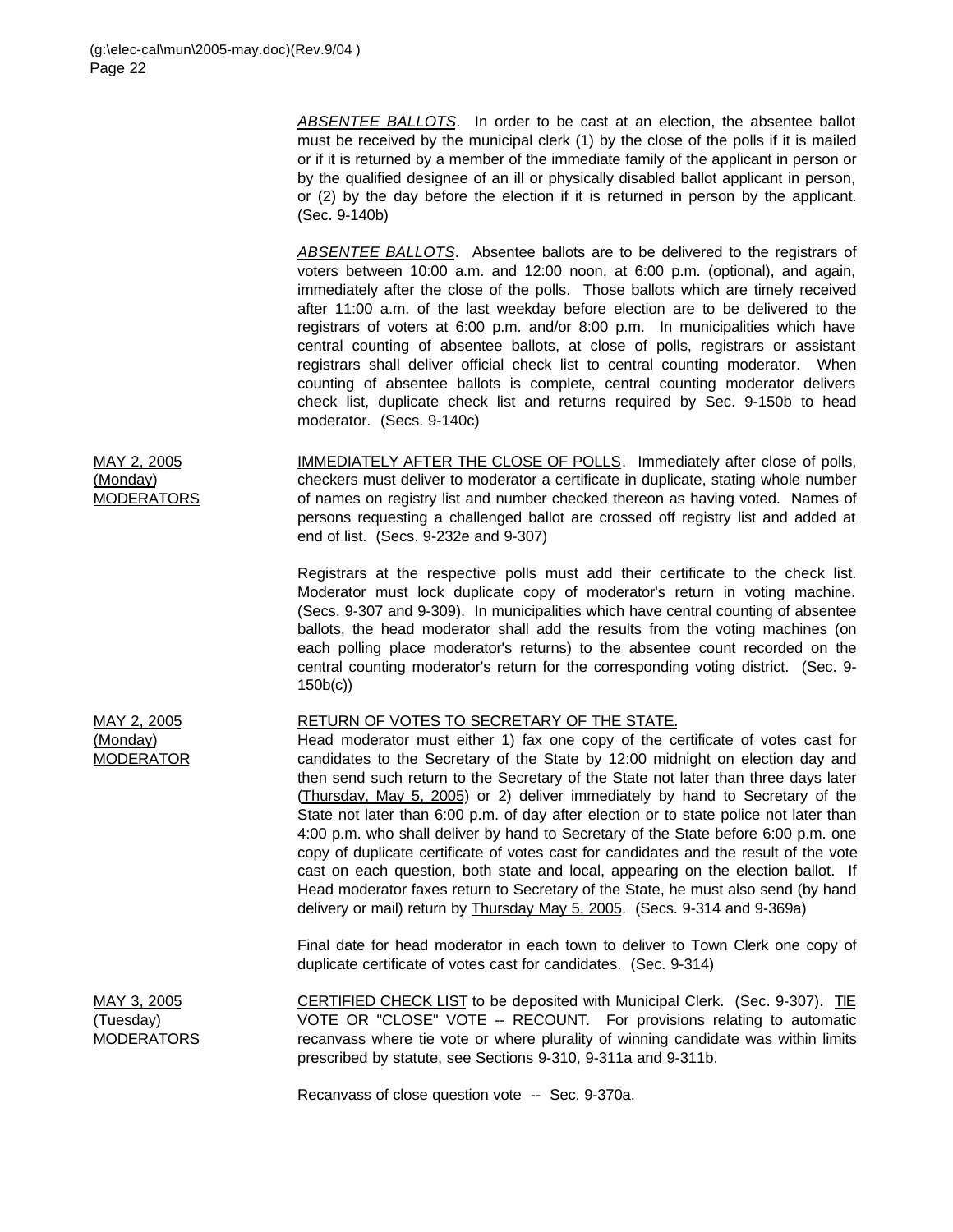*ABSENTEE BALLOTS*. In order to be cast at an election, the absentee ballot must be received by the municipal clerk (1) by the close of the polls if it is mailed or if it is returned by a member of the immediate family of the applicant in person or by the qualified designee of an ill or physically disabled ballot applicant in person, or (2) by the day before the election if it is returned in person by the applicant. (Sec. 9-140b)

*ABSENTEE BALLOTS*. Absentee ballots are to be delivered to the registrars of voters between 10:00 a.m. and 12:00 noon, at 6:00 p.m. (optional), and again, immediately after the close of the polls. Those ballots which are timely received after 11:00 a.m. of the last weekday before election are to be delivered to the registrars of voters at 6:00 p.m. and/or 8:00 p.m. In municipalities which have central counting of absentee ballots, at close of polls, registrars or assistant registrars shall deliver official check list to central counting moderator. When counting of absentee ballots is complete, central counting moderator delivers check list, duplicate check list and returns required by Sec. 9-150b to head moderator. (Secs. 9-140c)

MAY 2, 2005
(Monday)
MODERATORS

IMMEDIATELY AFTER THE CLOSE OF POLLS. Immediately after close of polls, checkers must deliver to moderator a certificate in duplicate, stating whole number of names on registry list and number checked thereon as having voted. Names of persons requesting a challenged ballot are crossed off registry list and added at end of list. (Secs. 9-232e and 9-307)

Registrars at the respective polls must add their certificate to the check list. Moderator must lock duplicate copy of moderator's return in voting machine. (Secs. 9-307 and 9-309). In municipalities which have central counting of absentee ballots, the head moderator shall add the results from the voting machines (on each polling place moderator's returns) to the absentee count recorded on the central counting moderator's return for the corresponding voting district. (Sec. 9-150b(c))

MAY 2, 2005
(Monday)
MODERATOR

RETURN OF VOTES TO SECRETARY OF THE STATE.
Head moderator must either 1) fax one copy of the certificate of votes cast for candidates to the Secretary of the State by 12:00 midnight on election day and then send such return to the Secretary of the State not later than three days later (Thursday, May 5, 2005) or 2) deliver immediately by hand to Secretary of the State not later than 6:00 p.m. of day after election or to state police not later than 4:00 p.m. who shall deliver by hand to Secretary of the State before 6:00 p.m. one copy of duplicate certificate of votes cast for candidates and the result of the vote cast on each question, both state and local, appearing on the election ballot. If Head moderator faxes return to Secretary of the State, he must also send (by hand delivery or mail) return by Thursday May 5, 2005. (Secs. 9-314 and 9-369a)

Final date for head moderator in each town to deliver to Town Clerk one copy of duplicate certificate of votes cast for candidates. (Sec. 9-314)

MAY 3, 2005
(Tuesday)
MODERATORS

CERTIFIED CHECK LIST to be deposited with Municipal Clerk. (Sec. 9-307). TIE VOTE OR "CLOSE" VOTE -- RECOUNT. For provisions relating to automatic recanvass where tie vote or where plurality of winning candidate was within limits prescribed by statute, see Sections 9-310, 9-311a and 9-311b.

Recanvass of close question vote -- Sec. 9-370a.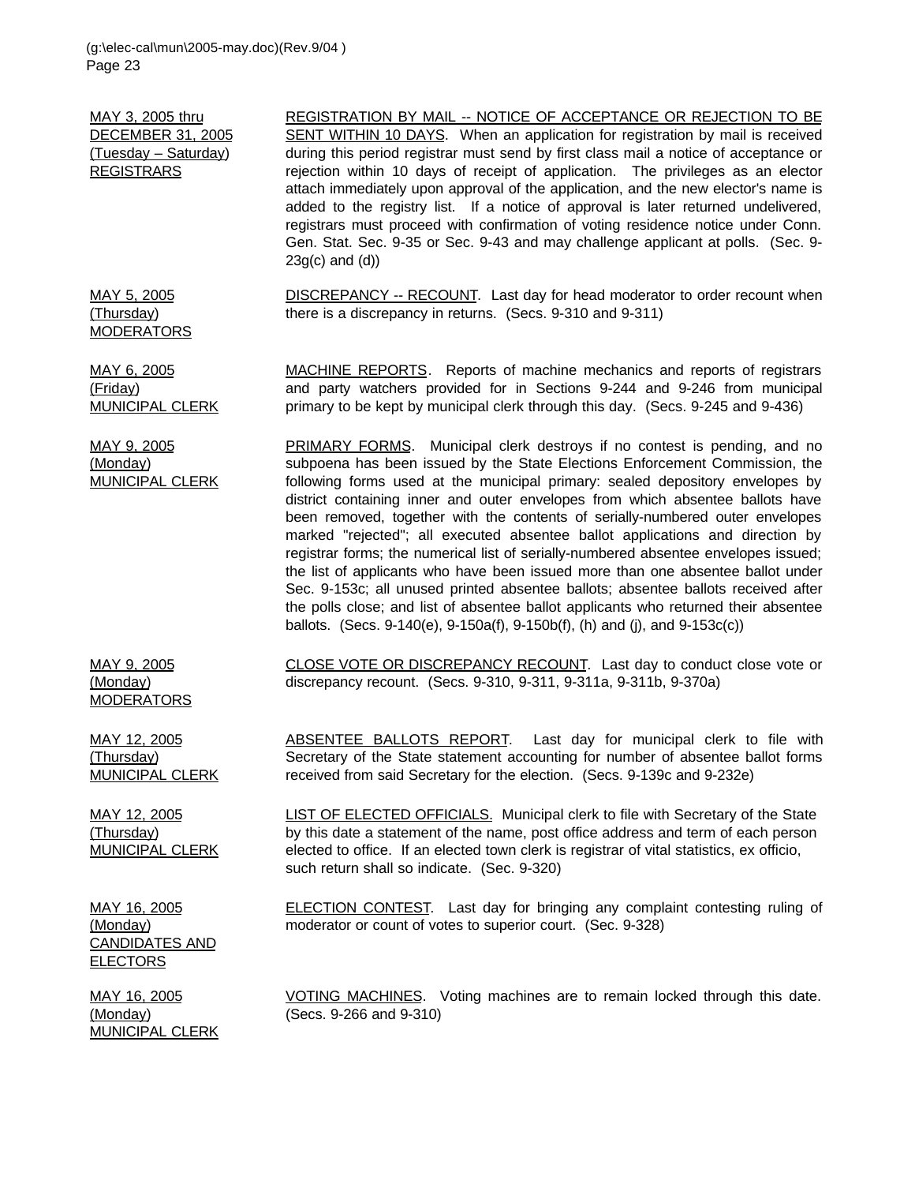| | |
|---|---|
| MAY 3, 2005 thru DECEMBER 31, 2005 (Tuesday – Saturday) REGISTRARS | REGISTRATION BY MAIL -- NOTICE OF ACCEPTANCE OR REJECTION TO BE SENT WITHIN 10 DAYS. When an application for registration by mail is received during this period registrar must send by first class mail a notice of acceptance or rejection within 10 days of receipt of application. The privileges as an elector attach immediately upon approval of the application, and the new elector's name is added to the registry list. If a notice of approval is later returned undelivered, registrars must proceed with confirmation of voting residence notice under Conn. Gen. Stat. Sec. 9-35 or Sec. 9-43 and may challenge applicant at polls. (Sec. 9-23g(c) and (d)) |
| MAY 5, 2005 (Thursday) MODERATORS | DISCREPANCY -- RECOUNT. Last day for head moderator to order recount when there is a discrepancy in returns. (Secs. 9-310 and 9-311) |
| MAY 6, 2005 (Friday) MUNICIPAL CLERK | MACHINE REPORTS. Reports of machine mechanics and reports of registrars and party watchers provided for in Sections 9-244 and 9-246 from municipal primary to be kept by municipal clerk through this day. (Secs. 9-245 and 9-436) |
| MAY 9, 2005 (Monday) MUNICIPAL CLERK | PRIMARY FORMS. Municipal clerk destroys if no contest is pending, and no subpoena has been issued by the State Elections Enforcement Commission, the following forms used at the municipal primary: sealed depository envelopes by district containing inner and outer envelopes from which absentee ballots have been removed, together with the contents of serially-numbered outer envelopes marked "rejected"; all executed absentee ballot applications and direction by registrar forms; the numerical list of serially-numbered absentee envelopes issued; the list of applicants who have been issued more than one absentee ballot under Sec. 9-153c; all unused printed absentee ballots; absentee ballots received after the polls close; and list of absentee ballot applicants who returned their absentee ballots. (Secs. 9-140(e), 9-150a(f), 9-150b(f), (h) and (j), and 9-153c(c)) |
| MAY 9, 2005 (Monday) MODERATORS | CLOSE VOTE OR DISCREPANCY RECOUNT. Last day to conduct close vote or discrepancy recount. (Secs. 9-310, 9-311, 9-311a, 9-311b, 9-370a) |
| MAY 12, 2005 (Thursday) MUNICIPAL CLERK | ABSENTEE BALLOTS REPORT. Last day for municipal clerk to file with Secretary of the State statement accounting for number of absentee ballot forms received from said Secretary for the election. (Secs. 9-139c and 9-232e) |
| MAY 12, 2005 (Thursday) MUNICIPAL CLERK | LIST OF ELECTED OFFICIALS. Municipal clerk to file with Secretary of the State by this date a statement of the name, post office address and term of each person elected to office. If an elected town clerk is registrar of vital statistics, ex officio, such return shall so indicate. (Sec. 9-320) |
| MAY 16, 2005 (Monday) CANDIDATES AND ELECTORS | ELECTION CONTEST. Last day for bringing any complaint contesting ruling of moderator or count of votes to superior court. (Sec. 9-328) |
| MAY 16, 2005 (Monday) MUNICIPAL CLERK | VOTING MACHINES. Voting machines are to remain locked through this date. (Secs. 9-266 and 9-310) |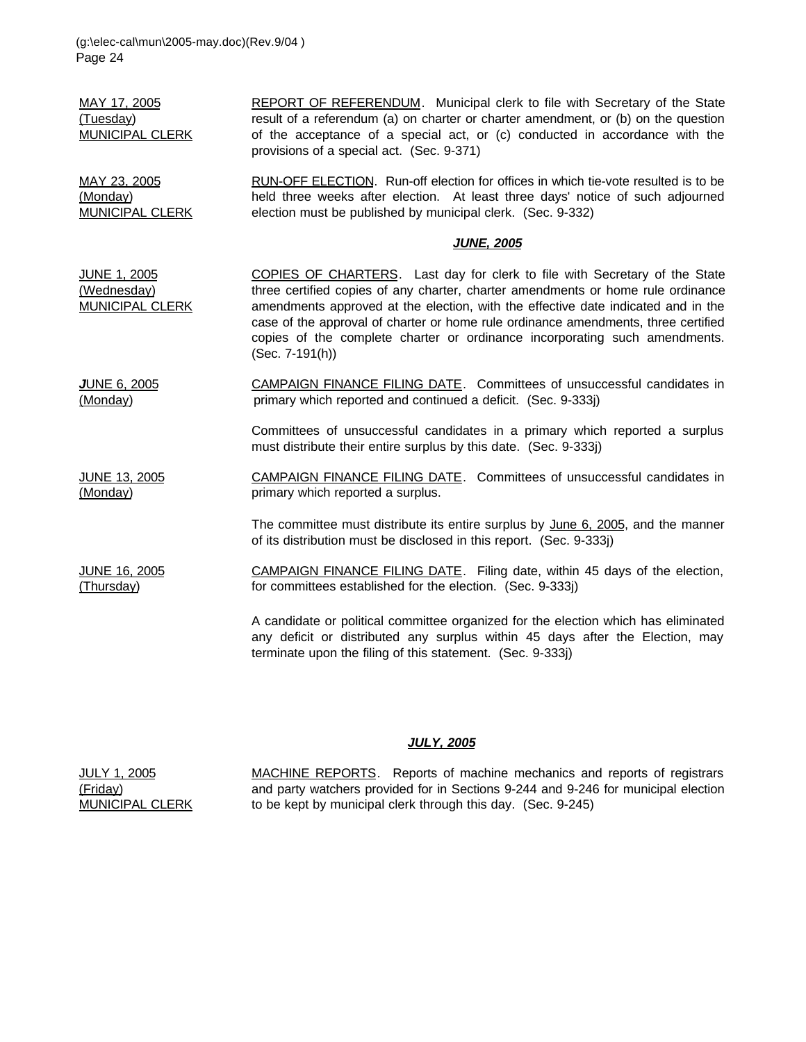MAY 17, 2005
(Tuesday)
MUNICIPAL CLERK

REPORT OF REFERENDUM. Municipal clerk to file with Secretary of the State result of a referendum (a) on charter or charter amendment, or (b) on the question of the acceptance of a special act, or (c) conducted in accordance with the provisions of a special act. (Sec. 9-371)

MAY 23, 2005
(Monday)
MUNICIPAL CLERK

RUN-OFF ELECTION. Run-off election for offices in which tie-vote resulted is to be held three weeks after election. At least three days' notice of such adjourned election must be published by municipal clerk. (Sec. 9-332)

## ***JUNE, 2005***

JUNE 1, 2005
(Wednesday)
MUNICIPAL CLERK

COPIES OF CHARTERS. Last day for clerk to file with Secretary of the State three certified copies of any charter, charter amendments or home rule ordinance amendments approved at the election, with the effective date indicated and in the case of the approval of charter or home rule ordinance amendments, three certified copies of the complete charter or ordinance incorporating such amendments. (Sec. 7-191(h))

JUNE 6, 2005
(Monday)

CAMPAIGN FINANCE FILING DATE. Committees of unsuccessful candidates in primary which reported and continued a deficit. (Sec. 9-333j)

Committees of unsuccessful candidates in a primary which reported a surplus must distribute their entire surplus by this date. (Sec. 9-333j)

JUNE 13, 2005
(Monday)

CAMPAIGN FINANCE FILING DATE. Committees of unsuccessful candidates in primary which reported a surplus.

The committee must distribute its entire surplus by June 6, 2005, and the manner of its distribution must be disclosed in this report. (Sec. 9-333j)

JUNE 16, 2005
(Thursday)

CAMPAIGN FINANCE FILING DATE. Filing date, within 45 days of the election, for committees established for the election. (Sec. 9-333j)

A candidate or political committee organized for the election which has eliminated any deficit or distributed any surplus within 45 days after the Election, may terminate upon the filing of this statement. (Sec. 9-333j)

## ***JULY, 2005***

JULY 1, 2005
(Friday)
MUNICIPAL CLERK

MACHINE REPORTS. Reports of machine mechanics and reports of registrars and party watchers provided for in Sections 9-244 and 9-246 for municipal election to be kept by municipal clerk through this day. (Sec. 9-245)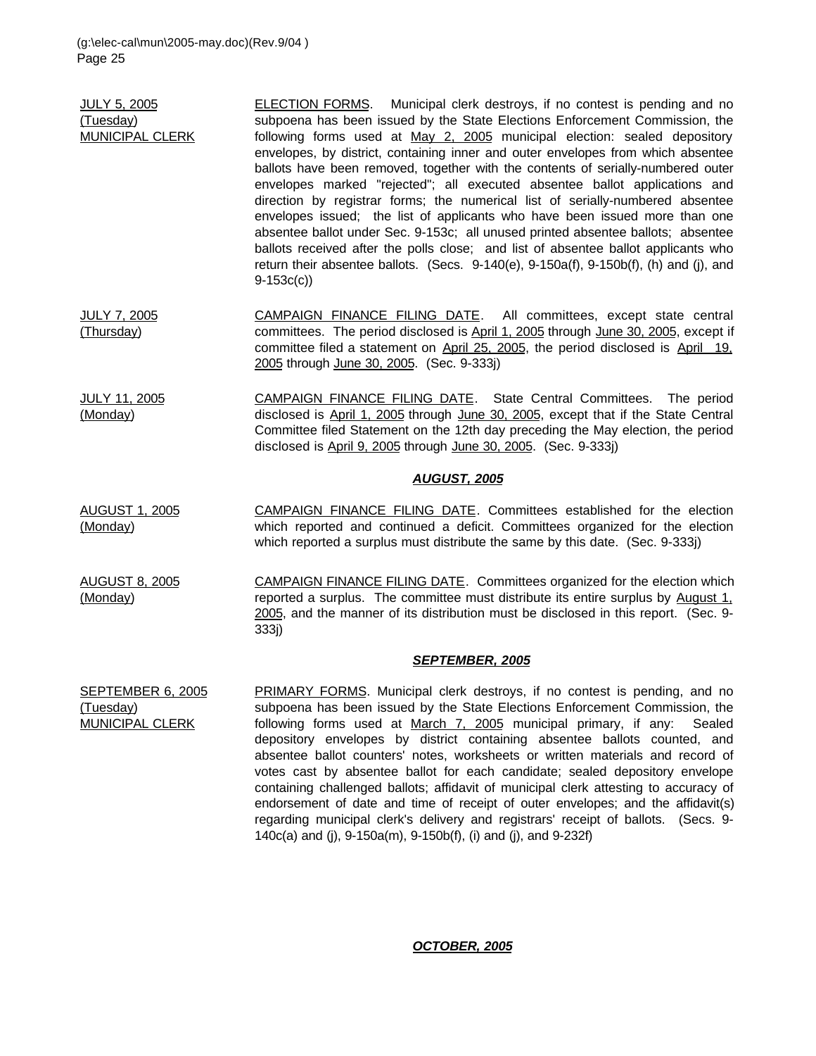JULY 5, 2005
(Tuesday)
MUNICIPAL CLERK

ELECTION FORMS. Municipal clerk destroys, if no contest is pending and no subpoena has been issued by the State Elections Enforcement Commission, the following forms used at May 2, 2005 municipal election: sealed depository envelopes, by district, containing inner and outer envelopes from which absentee ballots have been removed, together with the contents of serially-numbered outer envelopes marked "rejected"; all executed absentee ballot applications and direction by registrar forms; the numerical list of serially-numbered absentee envelopes issued; the list of applicants who have been issued more than one absentee ballot under Sec. 9-153c; all unused printed absentee ballots; absentee ballots received after the polls close; and list of absentee ballot applicants who return their absentee ballots. (Secs. 9-140(e), 9-150a(f), 9-150b(f), (h) and (j), and 9-153c(c))

JULY 7, 2005
(Thursday)

CAMPAIGN FINANCE FILING DATE. All committees, except state central committees. The period disclosed is April 1, 2005 through June 30, 2005, except if committee filed a statement on April 25, 2005, the period disclosed is April 19, 2005 through June 30, 2005. (Sec. 9-333j)

JULY 11, 2005
(Monday)

CAMPAIGN FINANCE FILING DATE. State Central Committees. The period disclosed is April 1, 2005 through June 30, 2005, except that if the State Central Committee filed Statement on the 12th day preceding the May election, the period disclosed is April 9, 2005 through June 30, 2005. (Sec. 9-333j)

## *AUGUST, 2005*

AUGUST 1, 2005
(Monday)

CAMPAIGN FINANCE FILING DATE. Committees established for the election which reported and continued a deficit. Committees organized for the election which reported a surplus must distribute the same by this date. (Sec. 9-333j)

AUGUST 8, 2005
(Monday)

CAMPAIGN FINANCE FILING DATE. Committees organized for the election which reported a surplus. The committee must distribute its entire surplus by August 1, 2005, and the manner of its distribution must be disclosed in this report. (Sec. 9-333j)

## *SEPTEMBER, 2005*

SEPTEMBER 6, 2005
(Tuesday)
MUNICIPAL CLERK

PRIMARY FORMS. Municipal clerk destroys, if no contest is pending, and no subpoena has been issued by the State Elections Enforcement Commission, the following forms used at March 7, 2005 municipal primary, if any: Sealed depository envelopes by district containing absentee ballots counted, and absentee ballot counters' notes, worksheets or written materials and record of votes cast by absentee ballot for each candidate; sealed depository envelope containing challenged ballots; affidavit of municipal clerk attesting to accuracy of endorsement of date and time of receipt of outer envelopes; and the affidavit(s) regarding municipal clerk's delivery and registrars' receipt of ballots. (Secs. 9-140c(a) and (j), 9-150a(m), 9-150b(f), (i) and (j), and 9-232f)

## *OCTOBER, 2005*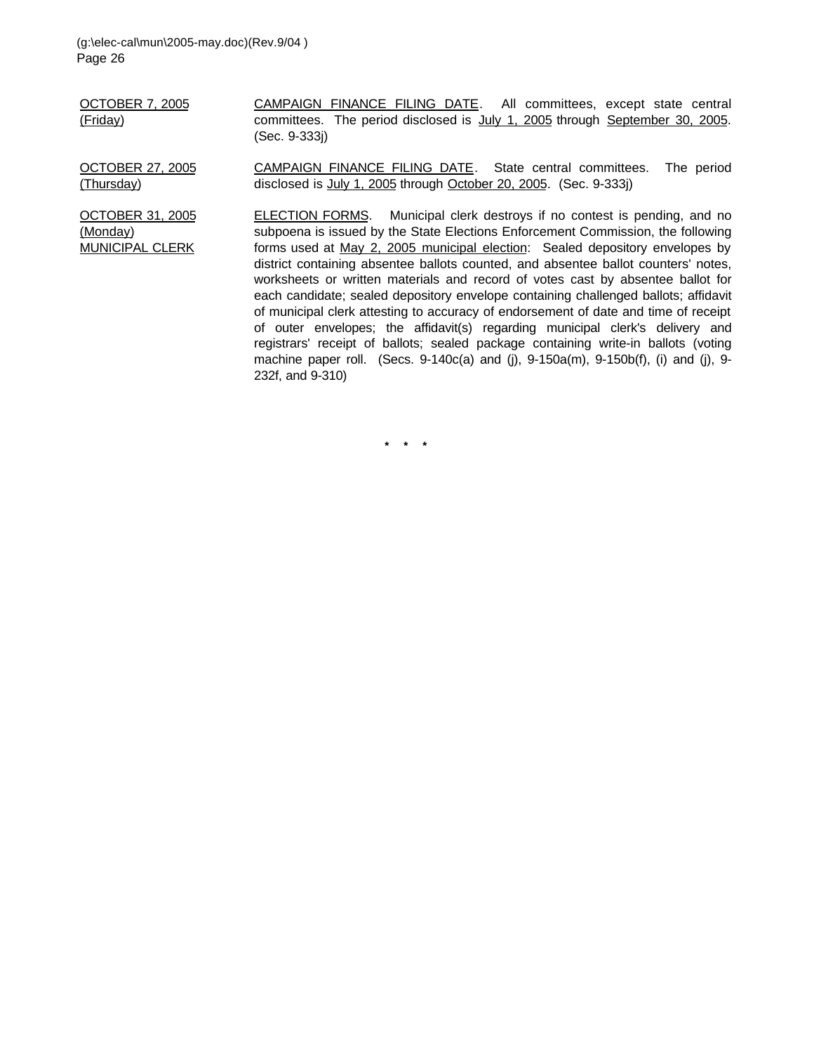OCTOBER 7, 2005 (Friday)

CAMPAIGN FINANCE FILING DATE. All committees, except state central committees. The period disclosed is July 1, 2005 through September 30, 2005. (Sec. 9-333j)

OCTOBER 27, 2005 (Thursday)

CAMPAIGN FINANCE FILING DATE. State central committees. The period disclosed is July 1, 2005 through October 20, 2005. (Sec. 9-333j)

OCTOBER 31, 2005 (Monday) MUNICIPAL CLERK

ELECTION FORMS. Municipal clerk destroys if no contest is pending, and no subpoena is issued by the State Elections Enforcement Commission, the following forms used at May 2, 2005 municipal election: Sealed depository envelopes by district containing absentee ballots counted, and absentee ballot counters' notes, worksheets or written materials and record of votes cast by absentee ballot for each candidate; sealed depository envelope containing challenged ballots; affidavit of municipal clerk attesting to accuracy of endorsement of date and time of receipt of outer envelopes; the affidavit(s) regarding municipal clerk's delivery and registrars' receipt of ballots; sealed package containing write-in ballots (voting machine paper roll. (Secs. 9-140c(a) and (j), 9-150a(m), 9-150b(f), (i) and (j), 9-232f, and 9-310)

\* \* \*